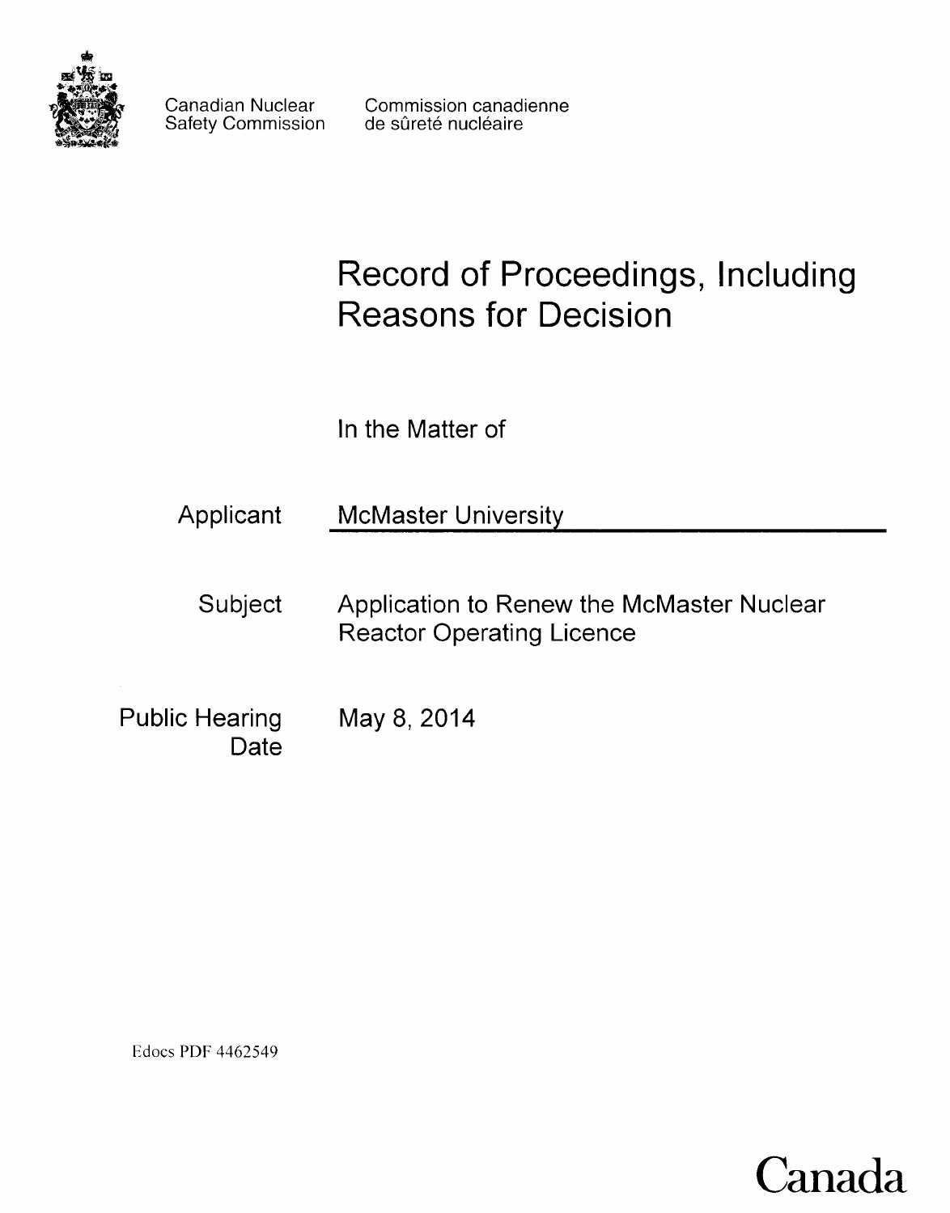Canadian Nuclear Safety Commission

Commission canadienne de sûreté nucléaire

# Record of Proceedings, Including Reasons for Decision

In the Matter of

| | |
|---|---|
| Applicant | McMaster University |
| Subject | Application to Renew the McMaster Nuclear Reactor Operating Licence |
| Public Hearing Date | May 8, 2014 |

Edocs PDF 4462549

Canada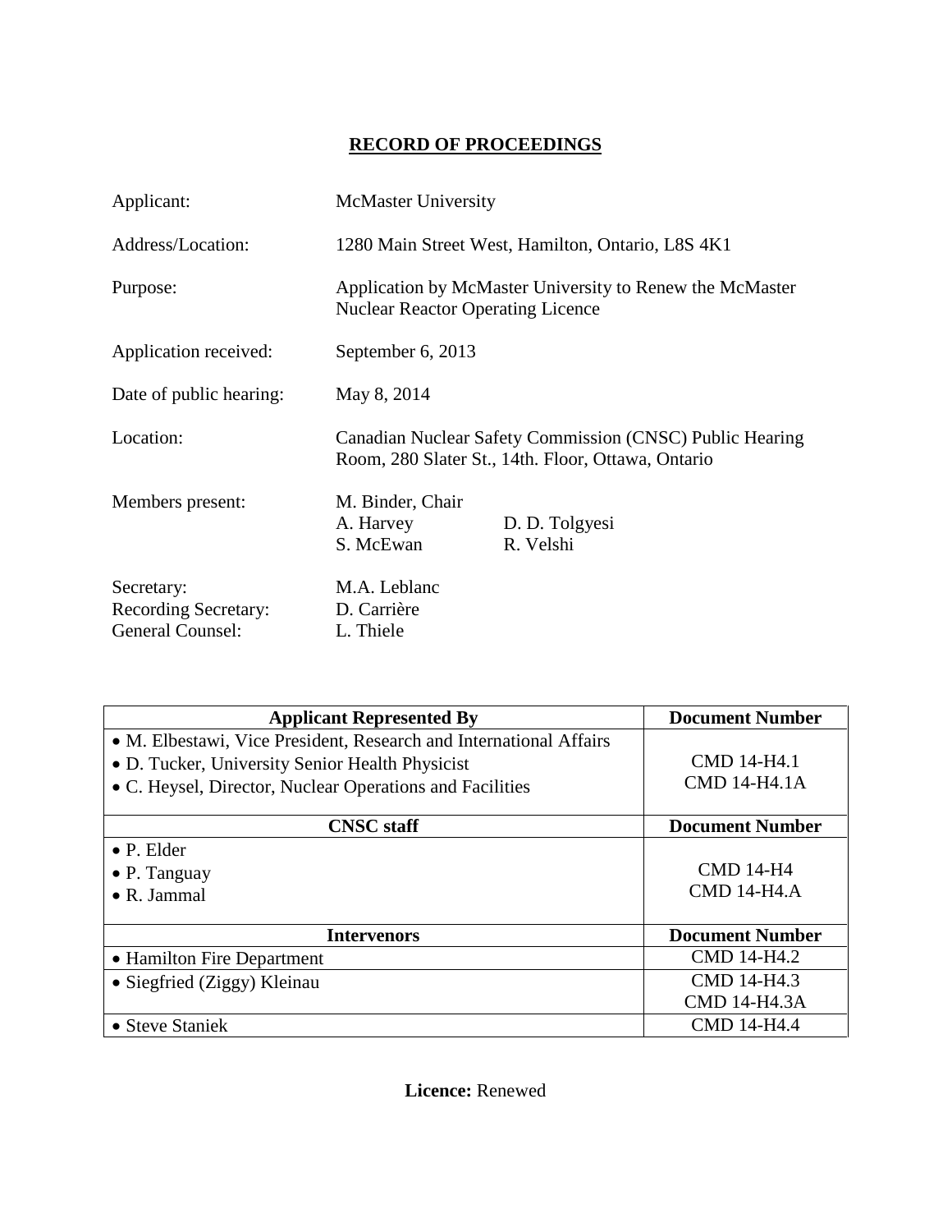# RECORD OF PROCEEDINGS

| | |
|---|---|
| Applicant: | McMaster University |
| Address/Location: | 1280 Main Street West, Hamilton, Ontario, L8S 4K1 |
| Purpose: | Application by McMaster University to Renew the McMaster Nuclear Reactor Operating Licence |
| Application received: | September 6, 2013 |
| Date of public hearing: | May 8, 2014 |
| Location: | Canadian Nuclear Safety Commission (CNSC) Public Hearing Room, 280 Slater St., 14th. Floor, Ottawa, Ontario |
| Members present: | M. Binder, Chair<br>A. Harvey D. D. Tolgyesi<br>S. McEwan R. Velshi |
| Secretary: | M.A. Leblanc |
| Recording Secretary: | D. Carrière |
| General Counsel: | L. Thiele |

| Applicant Represented By | Document Number |
|---|---|
| • M. Elbestawi, Vice President, Research and International Affairs<br>• D. Tucker, University Senior Health Physicist<br>• C. Heysel, Director, Nuclear Operations and Facilities | CMD 14-H4.1<br>CMD 14-H4.1A |
| **CNSC staff** | **Document Number** |
| • P. Elder<br>• P. Tanguay<br>• R. Jammal | CMD 14-H4<br>CMD 14-H4.A |
| **Intervenors** | **Document Number** |
| • Hamilton Fire Department | CMD 14-H4.2 |
| • Siegfried (Ziggy) Kleinau | CMD 14-H4.3<br>CMD 14-H4.3A |
| • Steve Staniek | CMD 14-H4.4 |

**Licence:** Renewed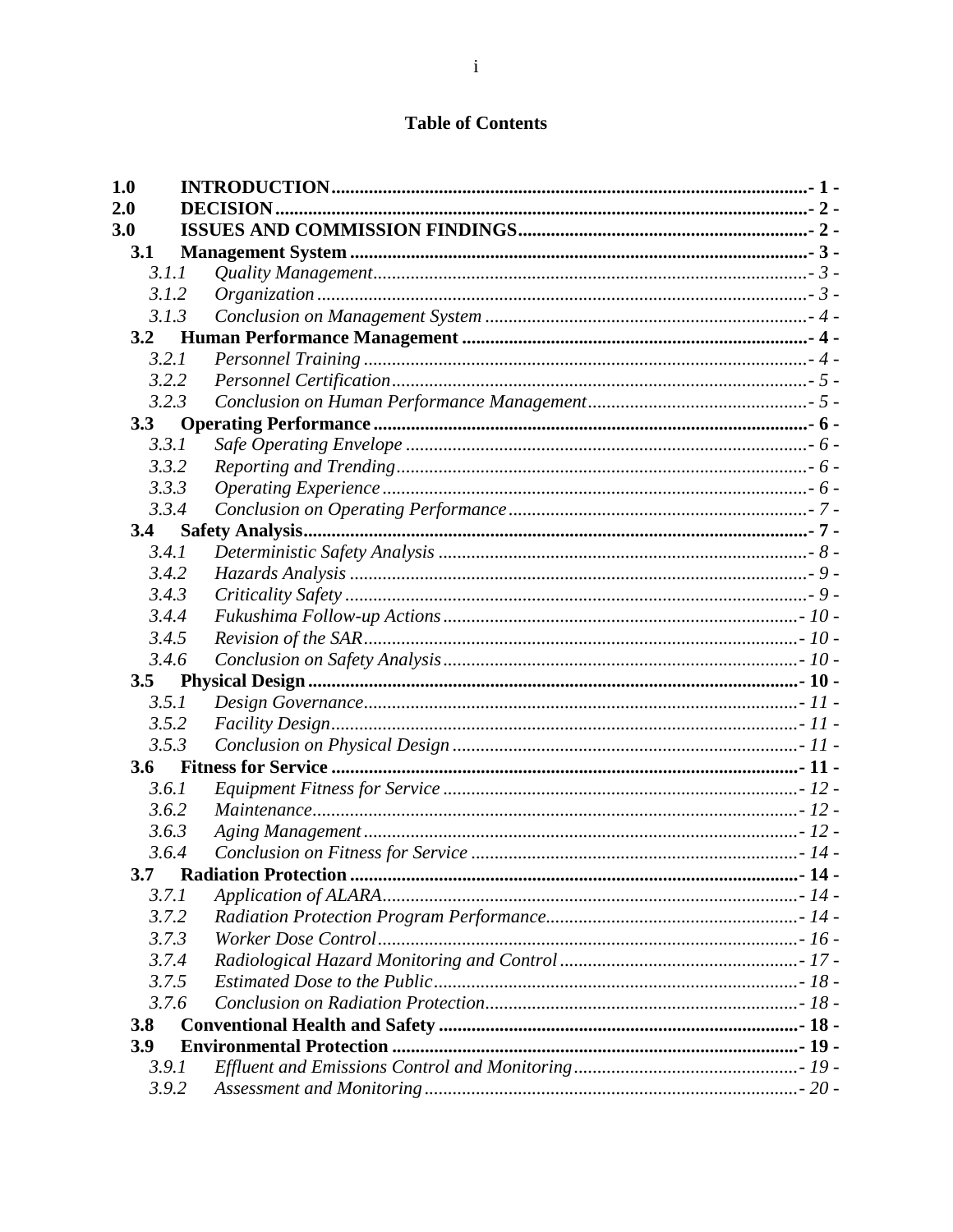# Table of Contents

| | | |
|---|---|---|
| **1.0** | **INTRODUCTION** | **- 1 -** |
| **2.0** | **DECISION** | **- 2 -** |
| **3.0** | **ISSUES AND COMMISSION FINDINGS** | **- 2 -** |
| **3.1** | **Management System** | **- 3 -** |
| *3.1.1* | *Quality Management* | *- 3 -* |
| *3.1.2* | *Organization* | *- 3 -* |
| *3.1.3* | *Conclusion on Management System* | *- 4 -* |
| **3.2** | **Human Performance Management** | **- 4 -** |
| *3.2.1* | *Personnel Training* | *- 4 -* |
| *3.2.2* | *Personnel Certification* | *- 5 -* |
| *3.2.3* | *Conclusion on Human Performance Management* | *- 5 -* |
| **3.3** | **Operating Performance** | **- 6 -** |
| *3.3.1* | *Safe Operating Envelope* | *- 6 -* |
| *3.3.2* | *Reporting and Trending* | *- 6 -* |
| *3.3.3* | *Operating Experience* | *- 6 -* |
| *3.3.4* | *Conclusion on Operating Performance* | *- 7 -* |
| **3.4** | **Safety Analysis** | **- 7 -** |
| *3.4.1* | *Deterministic Safety Analysis* | *- 8 -* |
| *3.4.2* | *Hazards Analysis* | *- 9 -* |
| *3.4.3* | *Criticality Safety* | *- 9 -* |
| *3.4.4* | *Fukushima Follow-up Actions* | *- 10 -* |
| *3.4.5* | *Revision of the SAR* | *- 10 -* |
| *3.4.6* | *Conclusion on Safety Analysis* | *- 10 -* |
| **3.5** | **Physical Design** | **- 10 -** |
| *3.5.1* | *Design Governance* | *- 11 -* |
| *3.5.2* | *Facility Design* | *- 11 -* |
| *3.5.3* | *Conclusion on Physical Design* | *- 11 -* |
| **3.6** | **Fitness for Service** | **- 11 -** |
| *3.6.1* | *Equipment Fitness for Service* | *- 12 -* |
| *3.6.2* | *Maintenance* | *- 12 -* |
| *3.6.3* | *Aging Management* | *- 12 -* |
| *3.6.4* | *Conclusion on Fitness for Service* | *- 14 -* |
| **3.7** | **Radiation Protection** | **- 14 -** |
| *3.7.1* | *Application of ALARA* | *- 14 -* |
| *3.7.2* | *Radiation Protection Program Performance* | *- 14 -* |
| *3.7.3* | *Worker Dose Control* | *- 16 -* |
| *3.7.4* | *Radiological Hazard Monitoring and Control* | *- 17 -* |
| *3.7.5* | *Estimated Dose to the Public* | *- 18 -* |
| *3.7.6* | *Conclusion on Radiation Protection* | *- 18 -* |
| **3.8** | **Conventional Health and Safety** | **- 18 -** |
| **3.9** | **Environmental Protection** | **- 19 -** |
| *3.9.1* | *Effluent and Emissions Control and Monitoring* | *- 19 -* |
| *3.9.2* | *Assessment and Monitoring* | *- 20 -* |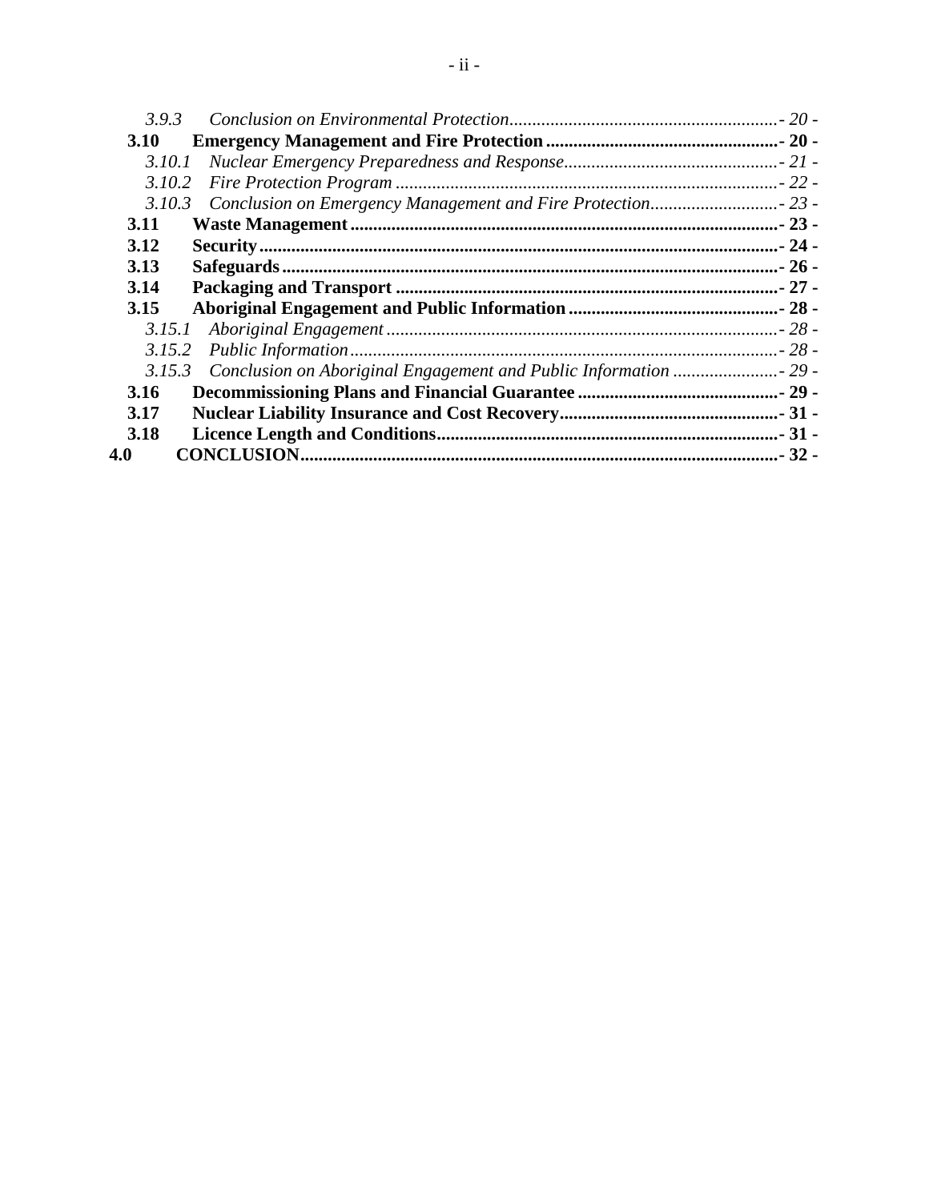*3.9.3 Conclusion on Environmental Protection* ........................................................... *- 20 -*

**3.10 Emergency Management and Fire Protection** ................................................... **- 20 -**

*3.10.1 Nuclear Emergency Preparedness and Response* ............................................... *- 21 -*

*3.10.2 Fire Protection Program* .................................................................................... *- 22 -*

*3.10.3 Conclusion on Emergency Management and Fire Protection* ............................ *- 23 -*

**3.11 Waste Management** ............................................................................................. **- 23 -**

**3.12 Security** ................................................................................................................ **- 24 -**

**3.13 Safeguards** ........................................................................................................... **- 26 -**

**3.14 Packaging and Transport** .................................................................................... **- 27 -**

**3.15 Aboriginal Engagement and Public Information** .............................................. **- 28 -**

*3.15.1 Aboriginal Engagement* ...................................................................................... *- 28 -*

*3.15.2 Public Information* .............................................................................................. *- 28 -*

*3.15.3 Conclusion on Aboriginal Engagement and Public Information* ....................... *- 29 -*

**3.16 Decommissioning Plans and Financial Guarantee** ............................................ **- 29 -**

**3.17 Nuclear Liability Insurance and Cost Recovery** ................................................ **- 31 -**

**3.18 Licence Length and Conditions** ........................................................................... **- 31 -**

**4.0 CONCLUSION** ......................................................................................................... **- 32 -**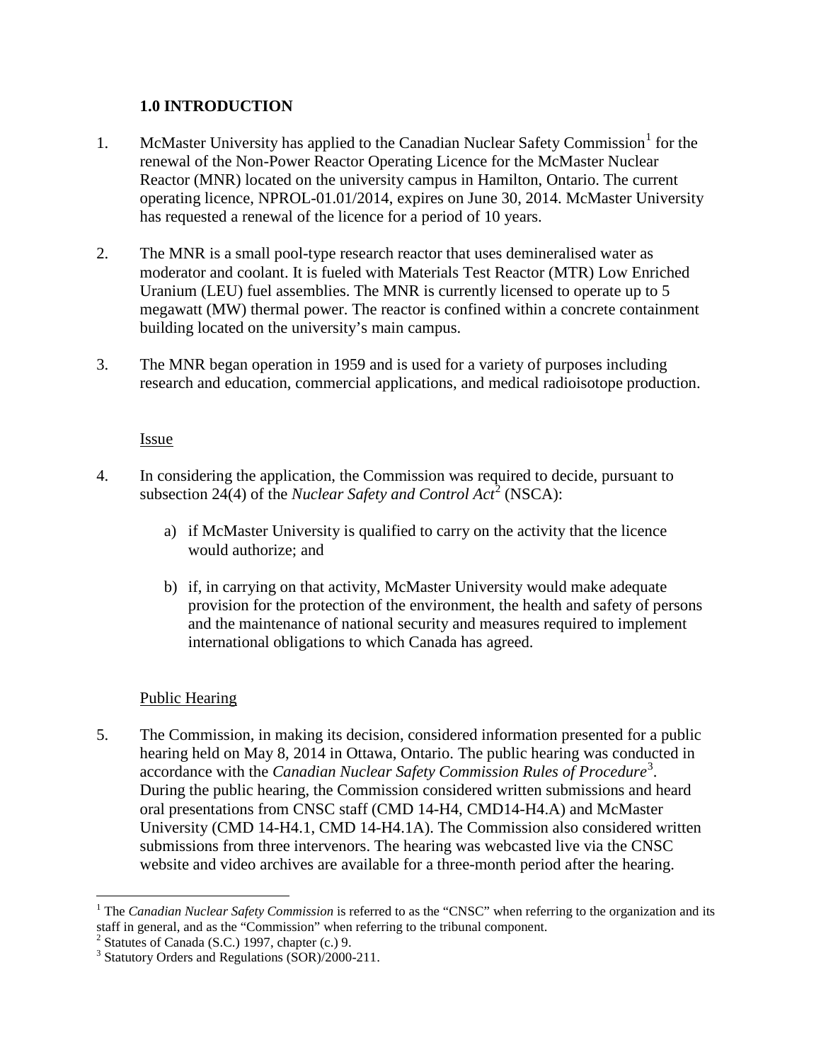## 1.0 INTRODUCTION

1. McMaster University has applied to the Canadian Nuclear Safety Commission[1] for the renewal of the Non-Power Reactor Operating Licence for the McMaster Nuclear Reactor (MNR) located on the university campus in Hamilton, Ontario. The current operating licence, NPROL-01.01/2014, expires on June 30, 2014. McMaster University has requested a renewal of the licence for a period of 10 years.

2. The MNR is a small pool-type research reactor that uses demineralised water as moderator and coolant. It is fueled with Materials Test Reactor (MTR) Low Enriched Uranium (LEU) fuel assemblies. The MNR is currently licensed to operate up to 5 megawatt (MW) thermal power. The reactor is confined within a concrete containment building located on the university's main campus.

3. The MNR began operation in 1959 and is used for a variety of purposes including research and education, commercial applications, and medical radioisotope production.

### Issue

4. In considering the application, the Commission was required to decide, pursuant to subsection 24(4) of the *Nuclear Safety and Control Act*[2] (NSCA):

   a) if McMaster University is qualified to carry on the activity that the licence would authorize; and

   b) if, in carrying on that activity, McMaster University would make adequate provision for the protection of the environment, the health and safety of persons and the maintenance of national security and measures required to implement international obligations to which Canada has agreed.

### Public Hearing

5. The Commission, in making its decision, considered information presented for a public hearing held on May 8, 2014 in Ottawa, Ontario. The public hearing was conducted in accordance with the *Canadian Nuclear Safety Commission Rules of Procedure*[3]. During the public hearing, the Commission considered written submissions and heard oral presentations from CNSC staff (CMD 14-H4, CMD14-H4.A) and McMaster University (CMD 14-H4.1, CMD 14-H4.1A). The Commission also considered written submissions from three intervenors. The hearing was webcasted live via the CNSC website and video archives are available for a three-month period after the hearing.

---

[1] The *Canadian Nuclear Safety Commission* is referred to as the "CNSC" when referring to the organization and its staff in general, and as the "Commission" when referring to the tribunal component.

[2] Statutes of Canada (S.C.) 1997, chapter (c.) 9.

[3] Statutory Orders and Regulations (SOR)/2000-211.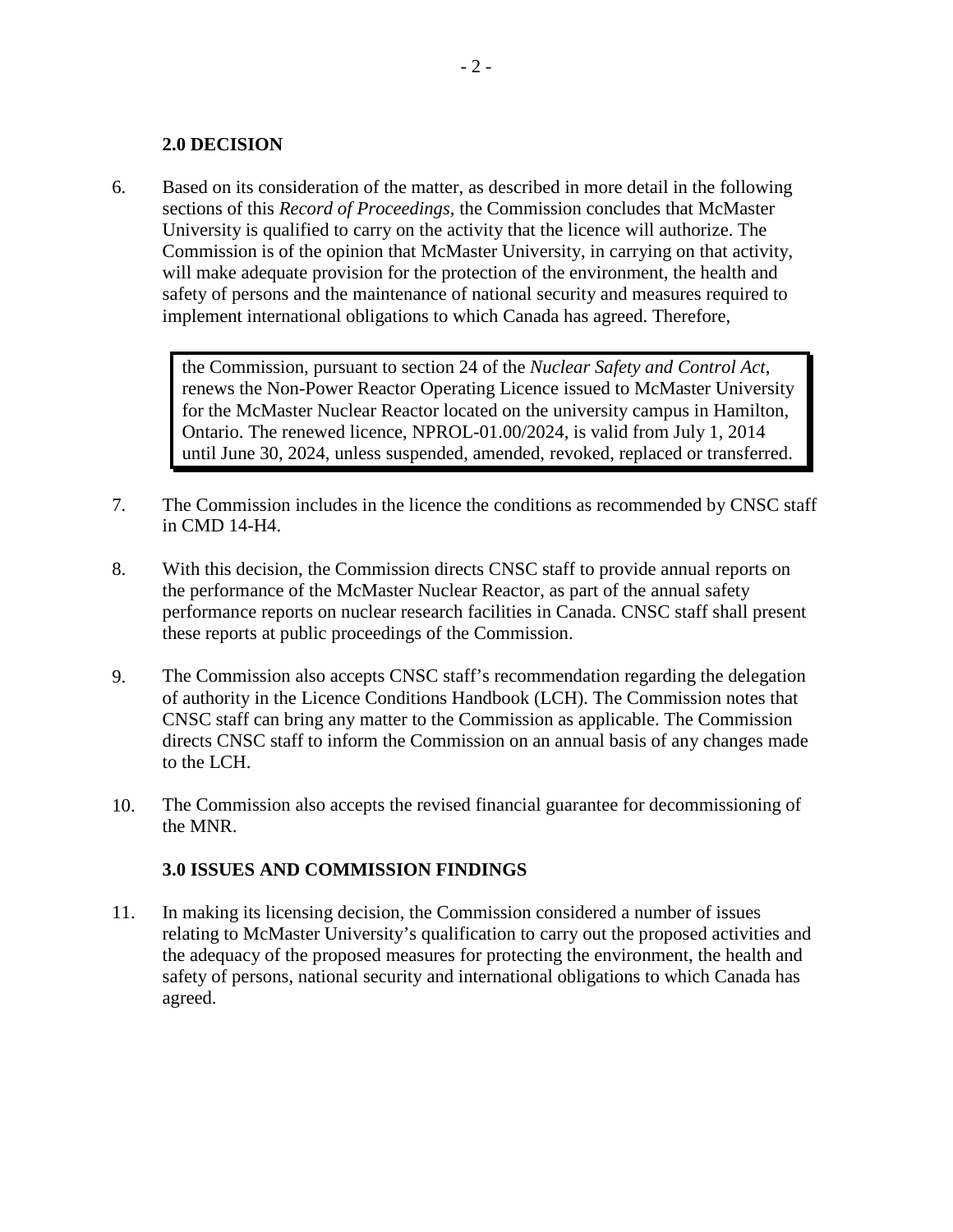## 2.0 DECISION

6. Based on its consideration of the matter, as described in more detail in the following sections of this *Record of Proceedings*, the Commission concludes that McMaster University is qualified to carry on the activity that the licence will authorize. The Commission is of the opinion that McMaster University, in carrying on that activity, will make adequate provision for the protection of the environment, the health and safety of persons and the maintenance of national security and measures required to implement international obligations to which Canada has agreed. Therefore,

> the Commission, pursuant to section 24 of the *Nuclear Safety and Control Act*, renews the Non-Power Reactor Operating Licence issued to McMaster University for the McMaster Nuclear Reactor located on the university campus in Hamilton, Ontario. The renewed licence, NPROL-01.00/2024, is valid from July 1, 2014 until June 30, 2024, unless suspended, amended, revoked, replaced or transferred.

7. The Commission includes in the licence the conditions as recommended by CNSC staff in CMD 14-H4.

8. With this decision, the Commission directs CNSC staff to provide annual reports on the performance of the McMaster Nuclear Reactor, as part of the annual safety performance reports on nuclear research facilities in Canada. CNSC staff shall present these reports at public proceedings of the Commission.

9. The Commission also accepts CNSC staff's recommendation regarding the delegation of authority in the Licence Conditions Handbook (LCH). The Commission notes that CNSC staff can bring any matter to the Commission as applicable. The Commission directs CNSC staff to inform the Commission on an annual basis of any changes made to the LCH.

10. The Commission also accepts the revised financial guarantee for decommissioning of the MNR.

## 3.0 ISSUES AND COMMISSION FINDINGS

11. In making its licensing decision, the Commission considered a number of issues relating to McMaster University's qualification to carry out the proposed activities and the adequacy of the proposed measures for protecting the environment, the health and safety of persons, national security and international obligations to which Canada has agreed.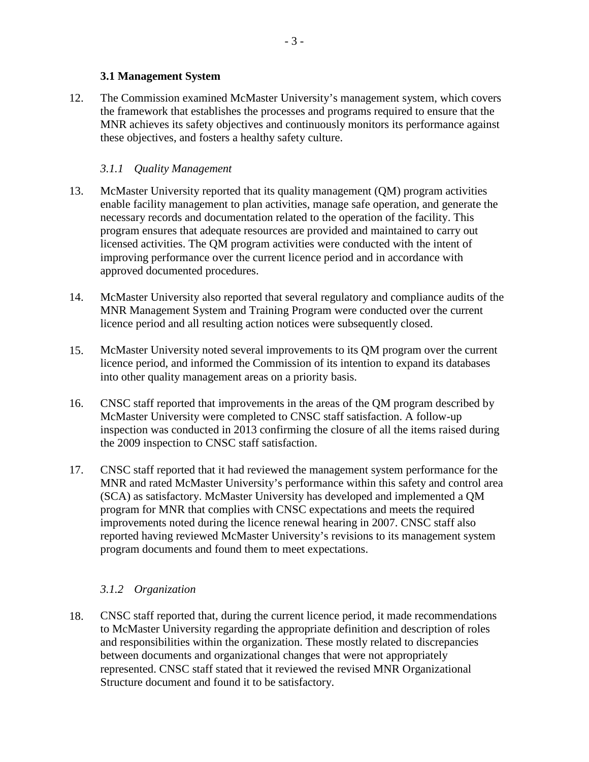### 3.1 Management System

12. The Commission examined McMaster University's management system, which covers the framework that establishes the processes and programs required to ensure that the MNR achieves its safety objectives and continuously monitors its performance against these objectives, and fosters a healthy safety culture.

#### *3.1.1 Quality Management*

13. McMaster University reported that its quality management (QM) program activities enable facility management to plan activities, manage safe operation, and generate the necessary records and documentation related to the operation of the facility. This program ensures that adequate resources are provided and maintained to carry out licensed activities. The QM program activities were conducted with the intent of improving performance over the current licence period and in accordance with approved documented procedures.

14. McMaster University also reported that several regulatory and compliance audits of the MNR Management System and Training Program were conducted over the current licence period and all resulting action notices were subsequently closed.

15. McMaster University noted several improvements to its QM program over the current licence period, and informed the Commission of its intention to expand its databases into other quality management areas on a priority basis.

16. CNSC staff reported that improvements in the areas of the QM program described by McMaster University were completed to CNSC staff satisfaction. A follow-up inspection was conducted in 2013 confirming the closure of all the items raised during the 2009 inspection to CNSC staff satisfaction.

17. CNSC staff reported that it had reviewed the management system performance for the MNR and rated McMaster University's performance within this safety and control area (SCA) as satisfactory. McMaster University has developed and implemented a QM program for MNR that complies with CNSC expectations and meets the required improvements noted during the licence renewal hearing in 2007. CNSC staff also reported having reviewed McMaster University's revisions to its management system program documents and found them to meet expectations.

#### *3.1.2 Organization*

18. CNSC staff reported that, during the current licence period, it made recommendations to McMaster University regarding the appropriate definition and description of roles and responsibilities within the organization. These mostly related to discrepancies between documents and organizational changes that were not appropriately represented. CNSC staff stated that it reviewed the revised MNR Organizational Structure document and found it to be satisfactory.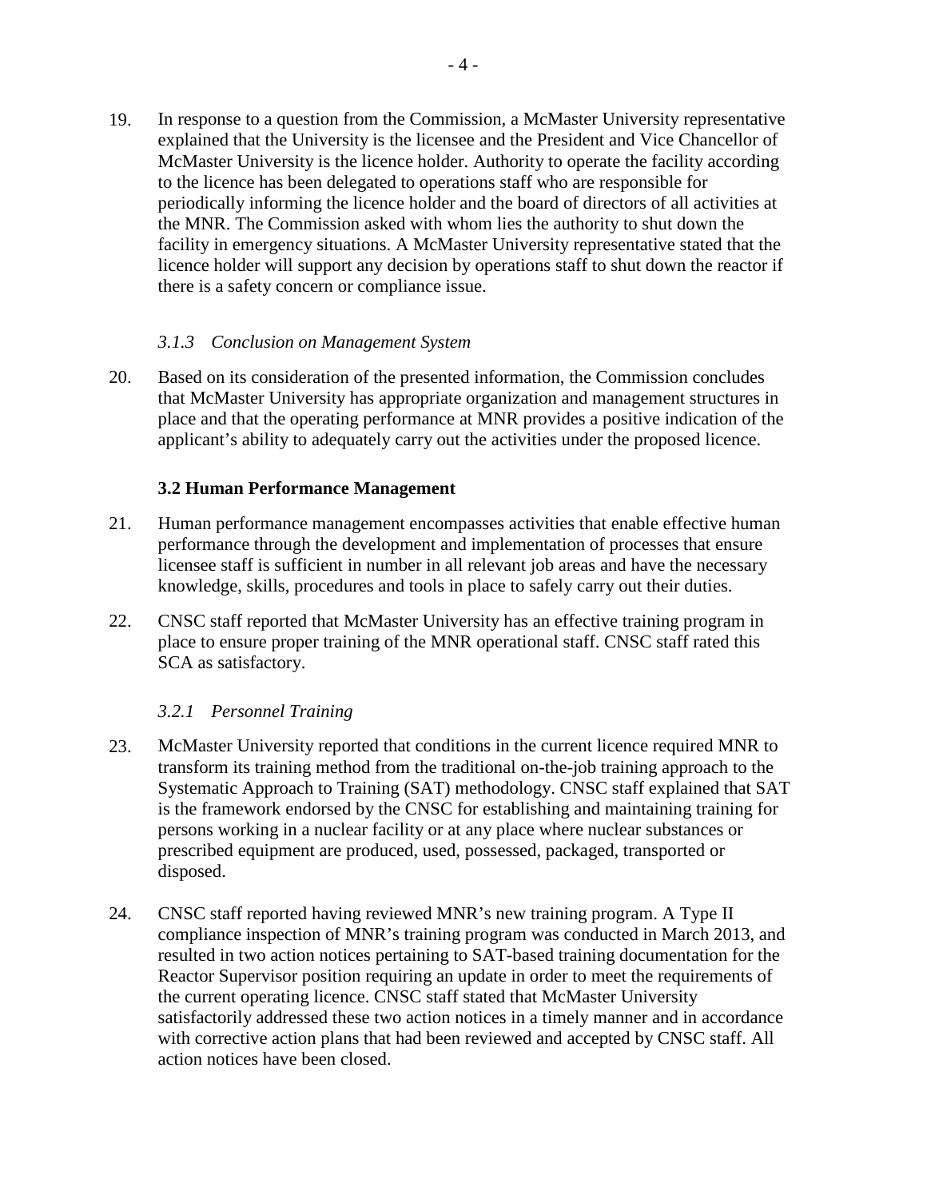19. In response to a question from the Commission, a McMaster University representative explained that the University is the licensee and the President and Vice Chancellor of McMaster University is the licence holder. Authority to operate the facility according to the licence has been delegated to operations staff who are responsible for periodically informing the licence holder and the board of directors of all activities at the MNR. The Commission asked with whom lies the authority to shut down the facility in emergency situations. A McMaster University representative stated that the licence holder will support any decision by operations staff to shut down the reactor if there is a safety concern or compliance issue.

#### *3.1.3 Conclusion on Management System*

20. Based on its consideration of the presented information, the Commission concludes that McMaster University has appropriate organization and management structures in place and that the operating performance at MNR provides a positive indication of the applicant's ability to adequately carry out the activities under the proposed licence.

### 3.2 Human Performance Management

21. Human performance management encompasses activities that enable effective human performance through the development and implementation of processes that ensure licensee staff is sufficient in number in all relevant job areas and have the necessary knowledge, skills, procedures and tools in place to safely carry out their duties.

22. CNSC staff reported that McMaster University has an effective training program in place to ensure proper training of the MNR operational staff. CNSC staff rated this SCA as satisfactory.

#### *3.2.1 Personnel Training*

23. McMaster University reported that conditions in the current licence required MNR to transform its training method from the traditional on-the-job training approach to the Systematic Approach to Training (SAT) methodology. CNSC staff explained that SAT is the framework endorsed by the CNSC for establishing and maintaining training for persons working in a nuclear facility or at any place where nuclear substances or prescribed equipment are produced, used, possessed, packaged, transported or disposed.

24. CNSC staff reported having reviewed MNR's new training program. A Type II compliance inspection of MNR's training program was conducted in March 2013, and resulted in two action notices pertaining to SAT-based training documentation for the Reactor Supervisor position requiring an update in order to meet the requirements of the current operating licence. CNSC staff stated that McMaster University satisfactorily addressed these two action notices in a timely manner and in accordance with corrective action plans that had been reviewed and accepted by CNSC staff. All action notices have been closed.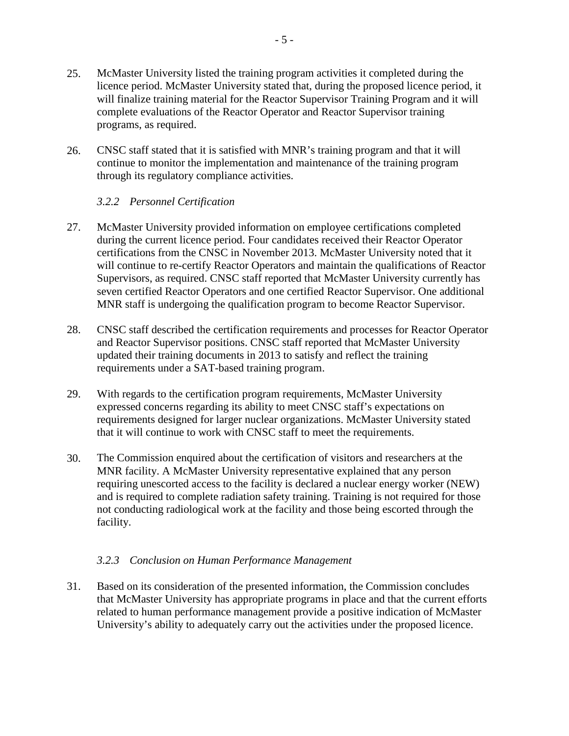25. McMaster University listed the training program activities it completed during the licence period. McMaster University stated that, during the proposed licence period, it will finalize training material for the Reactor Supervisor Training Program and it will complete evaluations of the Reactor Operator and Reactor Supervisor training programs, as required.

26. CNSC staff stated that it is satisfied with MNR's training program and that it will continue to monitor the implementation and maintenance of the training program through its regulatory compliance activities.

#### *3.2.2 Personnel Certification*

27. McMaster University provided information on employee certifications completed during the current licence period. Four candidates received their Reactor Operator certifications from the CNSC in November 2013. McMaster University noted that it will continue to re-certify Reactor Operators and maintain the qualifications of Reactor Supervisors, as required. CNSC staff reported that McMaster University currently has seven certified Reactor Operators and one certified Reactor Supervisor. One additional MNR staff is undergoing the qualification program to become Reactor Supervisor.

28. CNSC staff described the certification requirements and processes for Reactor Operator and Reactor Supervisor positions. CNSC staff reported that McMaster University updated their training documents in 2013 to satisfy and reflect the training requirements under a SAT-based training program.

29. With regards to the certification program requirements, McMaster University expressed concerns regarding its ability to meet CNSC staff's expectations on requirements designed for larger nuclear organizations. McMaster University stated that it will continue to work with CNSC staff to meet the requirements.

30. The Commission enquired about the certification of visitors and researchers at the MNR facility. A McMaster University representative explained that any person requiring unescorted access to the facility is declared a nuclear energy worker (NEW) and is required to complete radiation safety training. Training is not required for those not conducting radiological work at the facility and those being escorted through the facility.

#### *3.2.3 Conclusion on Human Performance Management*

31. Based on its consideration of the presented information, the Commission concludes that McMaster University has appropriate programs in place and that the current efforts related to human performance management provide a positive indication of McMaster University's ability to adequately carry out the activities under the proposed licence.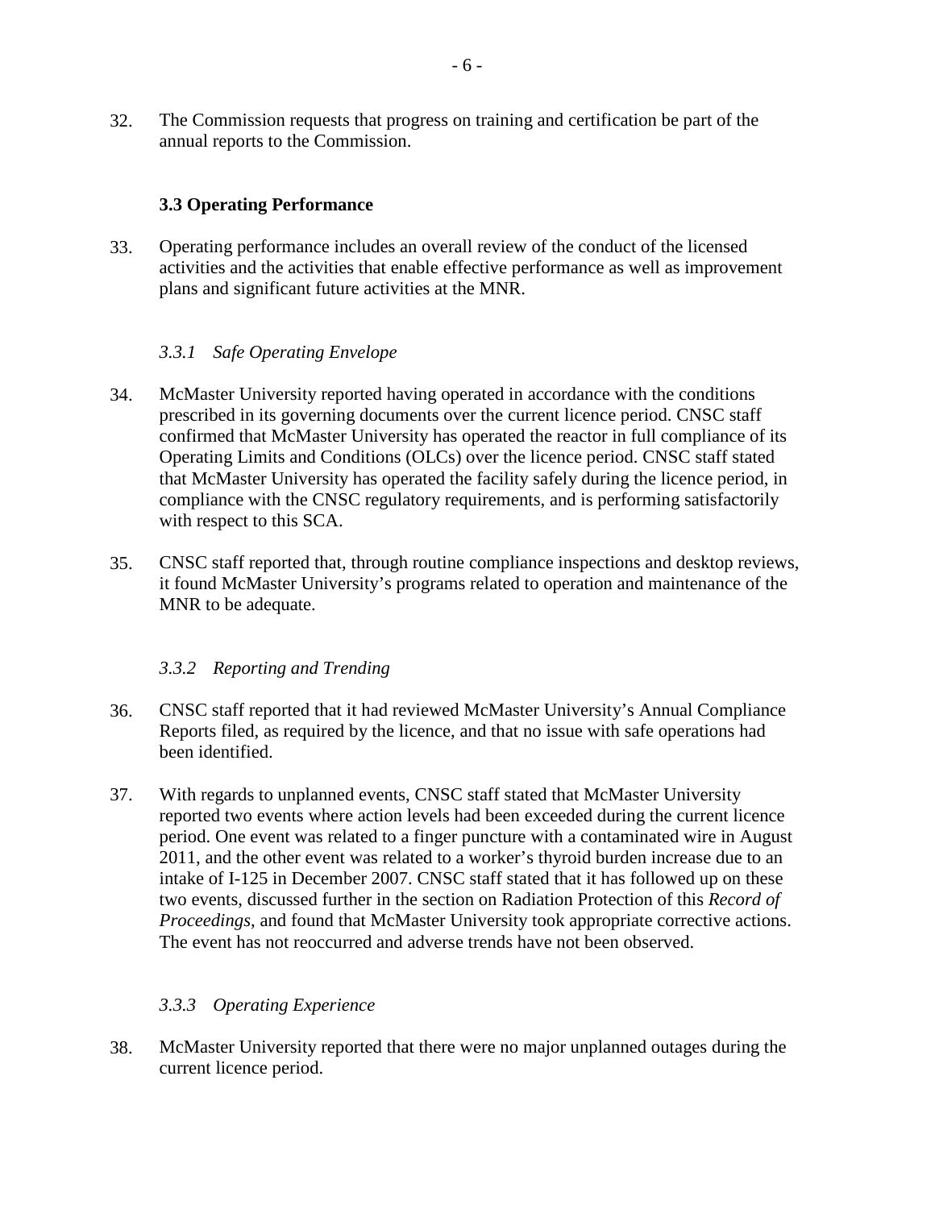32. The Commission requests that progress on training and certification be part of the annual reports to the Commission.

### 3.3 Operating Performance

33. Operating performance includes an overall review of the conduct of the licensed activities and the activities that enable effective performance as well as improvement plans and significant future activities at the MNR.

#### *3.3.1 Safe Operating Envelope*

34. McMaster University reported having operated in accordance with the conditions prescribed in its governing documents over the current licence period. CNSC staff confirmed that McMaster University has operated the reactor in full compliance of its Operating Limits and Conditions (OLCs) over the licence period. CNSC staff stated that McMaster University has operated the facility safely during the licence period, in compliance with the CNSC regulatory requirements, and is performing satisfactorily with respect to this SCA.

35. CNSC staff reported that, through routine compliance inspections and desktop reviews, it found McMaster University's programs related to operation and maintenance of the MNR to be adequate.

#### *3.3.2 Reporting and Trending*

36. CNSC staff reported that it had reviewed McMaster University's Annual Compliance Reports filed, as required by the licence, and that no issue with safe operations had been identified.

37. With regards to unplanned events, CNSC staff stated that McMaster University reported two events where action levels had been exceeded during the current licence period. One event was related to a finger puncture with a contaminated wire in August 2011, and the other event was related to a worker's thyroid burden increase due to an intake of I-125 in December 2007. CNSC staff stated that it has followed up on these two events, discussed further in the section on Radiation Protection of this *Record of Proceedings*, and found that McMaster University took appropriate corrective actions. The event has not reoccurred and adverse trends have not been observed.

#### *3.3.3 Operating Experience*

38. McMaster University reported that there were no major unplanned outages during the current licence period.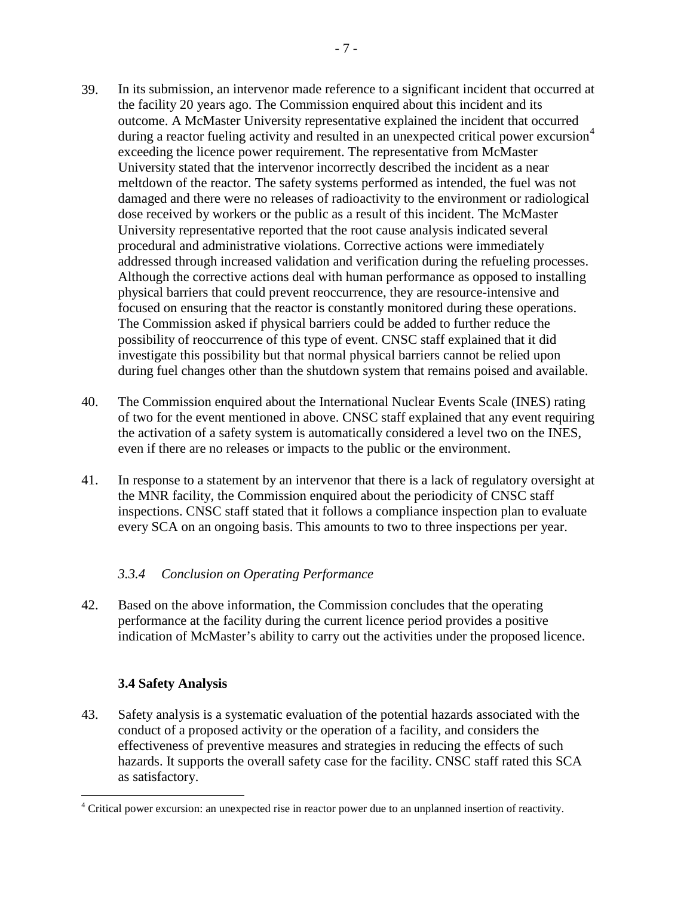39. In its submission, an intervenor made reference to a significant incident that occurred at the facility 20 years ago. The Commission enquired about this incident and its outcome. A McMaster University representative explained the incident that occurred during a reactor fueling activity and resulted in an unexpected critical power excursion[4] exceeding the licence power requirement. The representative from McMaster University stated that the intervenor incorrectly described the incident as a near meltdown of the reactor. The safety systems performed as intended, the fuel was not damaged and there were no releases of radioactivity to the environment or radiological dose received by workers or the public as a result of this incident. The McMaster University representative reported that the root cause analysis indicated several procedural and administrative violations. Corrective actions were immediately addressed through increased validation and verification during the refueling processes. Although the corrective actions deal with human performance as opposed to installing physical barriers that could prevent reoccurrence, they are resource-intensive and focused on ensuring that the reactor is constantly monitored during these operations. The Commission asked if physical barriers could be added to further reduce the possibility of reoccurrence of this type of event. CNSC staff explained that it did investigate this possibility but that normal physical barriers cannot be relied upon during fuel changes other than the shutdown system that remains poised and available.

40. The Commission enquired about the International Nuclear Events Scale (INES) rating of two for the event mentioned in above. CNSC staff explained that any event requiring the activation of a safety system is automatically considered a level two on the INES, even if there are no releases or impacts to the public or the environment.

41. In response to a statement by an intervenor that there is a lack of regulatory oversight at the MNR facility, the Commission enquired about the periodicity of CNSC staff inspections. CNSC staff stated that it follows a compliance inspection plan to evaluate every SCA on an ongoing basis. This amounts to two to three inspections per year.

### *3.3.4 Conclusion on Operating Performance*

42. Based on the above information, the Commission concludes that the operating performance at the facility during the current licence period provides a positive indication of McMaster's ability to carry out the activities under the proposed licence.

### 3.4 Safety Analysis

43. Safety analysis is a systematic evaluation of the potential hazards associated with the conduct of a proposed activity or the operation of a facility, and considers the effectiveness of preventive measures and strategies in reducing the effects of such hazards. It supports the overall safety case for the facility. CNSC staff rated this SCA as satisfactory.

---

[4] Critical power excursion: an unexpected rise in reactor power due to an unplanned insertion of reactivity.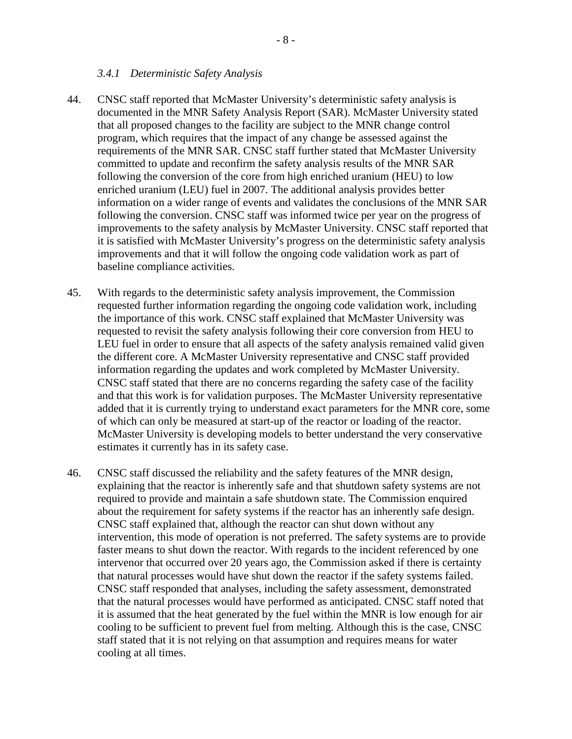### *3.4.1 Deterministic Safety Analysis*

44. CNSC staff reported that McMaster University's deterministic safety analysis is documented in the MNR Safety Analysis Report (SAR). McMaster University stated that all proposed changes to the facility are subject to the MNR change control program, which requires that the impact of any change be assessed against the requirements of the MNR SAR. CNSC staff further stated that McMaster University committed to update and reconfirm the safety analysis results of the MNR SAR following the conversion of the core from high enriched uranium (HEU) to low enriched uranium (LEU) fuel in 2007. The additional analysis provides better information on a wider range of events and validates the conclusions of the MNR SAR following the conversion. CNSC staff was informed twice per year on the progress of improvements to the safety analysis by McMaster University. CNSC staff reported that it is satisfied with McMaster University's progress on the deterministic safety analysis improvements and that it will follow the ongoing code validation work as part of baseline compliance activities.

45. With regards to the deterministic safety analysis improvement, the Commission requested further information regarding the ongoing code validation work, including the importance of this work. CNSC staff explained that McMaster University was requested to revisit the safety analysis following their core conversion from HEU to LEU fuel in order to ensure that all aspects of the safety analysis remained valid given the different core. A McMaster University representative and CNSC staff provided information regarding the updates and work completed by McMaster University. CNSC staff stated that there are no concerns regarding the safety case of the facility and that this work is for validation purposes. The McMaster University representative added that it is currently trying to understand exact parameters for the MNR core, some of which can only be measured at start-up of the reactor or loading of the reactor. McMaster University is developing models to better understand the very conservative estimates it currently has in its safety case.

46. CNSC staff discussed the reliability and the safety features of the MNR design, explaining that the reactor is inherently safe and that shutdown safety systems are not required to provide and maintain a safe shutdown state. The Commission enquired about the requirement for safety systems if the reactor has an inherently safe design. CNSC staff explained that, although the reactor can shut down without any intervention, this mode of operation is not preferred. The safety systems are to provide faster means to shut down the reactor. With regards to the incident referenced by one intervenor that occurred over 20 years ago, the Commission asked if there is certainty that natural processes would have shut down the reactor if the safety systems failed. CNSC staff responded that analyses, including the safety assessment, demonstrated that the natural processes would have performed as anticipated. CNSC staff noted that it is assumed that the heat generated by the fuel within the MNR is low enough for air cooling to be sufficient to prevent fuel from melting. Although this is the case, CNSC staff stated that it is not relying on that assumption and requires means for water cooling at all times.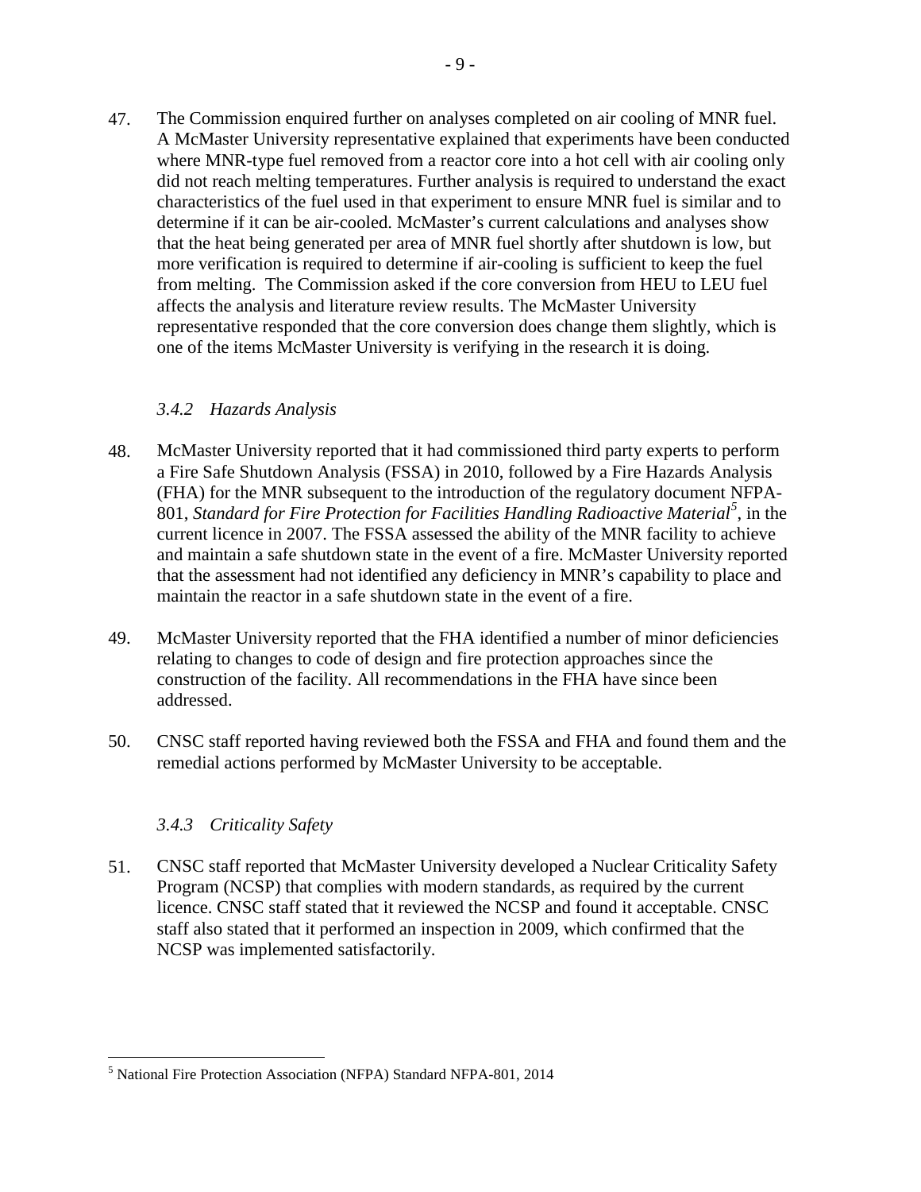47. The Commission enquired further on analyses completed on air cooling of MNR fuel. A McMaster University representative explained that experiments have been conducted where MNR-type fuel removed from a reactor core into a hot cell with air cooling only did not reach melting temperatures. Further analysis is required to understand the exact characteristics of the fuel used in that experiment to ensure MNR fuel is similar and to determine if it can be air-cooled. McMaster's current calculations and analyses show that the heat being generated per area of MNR fuel shortly after shutdown is low, but more verification is required to determine if air-cooling is sufficient to keep the fuel from melting. The Commission asked if the core conversion from HEU to LEU fuel affects the analysis and literature review results. The McMaster University representative responded that the core conversion does change them slightly, which is one of the items McMaster University is verifying in the research it is doing.

### *3.4.2 Hazards Analysis*

48. McMaster University reported that it had commissioned third party experts to perform a Fire Safe Shutdown Analysis (FSSA) in 2010, followed by a Fire Hazards Analysis (FHA) for the MNR subsequent to the introduction of the regulatory document NFPA-801, *Standard for Fire Protection for Facilities Handling Radioactive Material*[5], in the current licence in 2007. The FSSA assessed the ability of the MNR facility to achieve and maintain a safe shutdown state in the event of a fire. McMaster University reported that the assessment had not identified any deficiency in MNR's capability to place and maintain the reactor in a safe shutdown state in the event of a fire.

49. McMaster University reported that the FHA identified a number of minor deficiencies relating to changes to code of design and fire protection approaches since the construction of the facility. All recommendations in the FHA have since been addressed.

50. CNSC staff reported having reviewed both the FSSA and FHA and found them and the remedial actions performed by McMaster University to be acceptable.

### *3.4.3 Criticality Safety*

51. CNSC staff reported that McMaster University developed a Nuclear Criticality Safety Program (NCSP) that complies with modern standards, as required by the current licence. CNSC staff stated that it reviewed the NCSP and found it acceptable. CNSC staff also stated that it performed an inspection in 2009, which confirmed that the NCSP was implemented satisfactorily.

---

[5] National Fire Protection Association (NFPA) Standard NFPA-801, 2014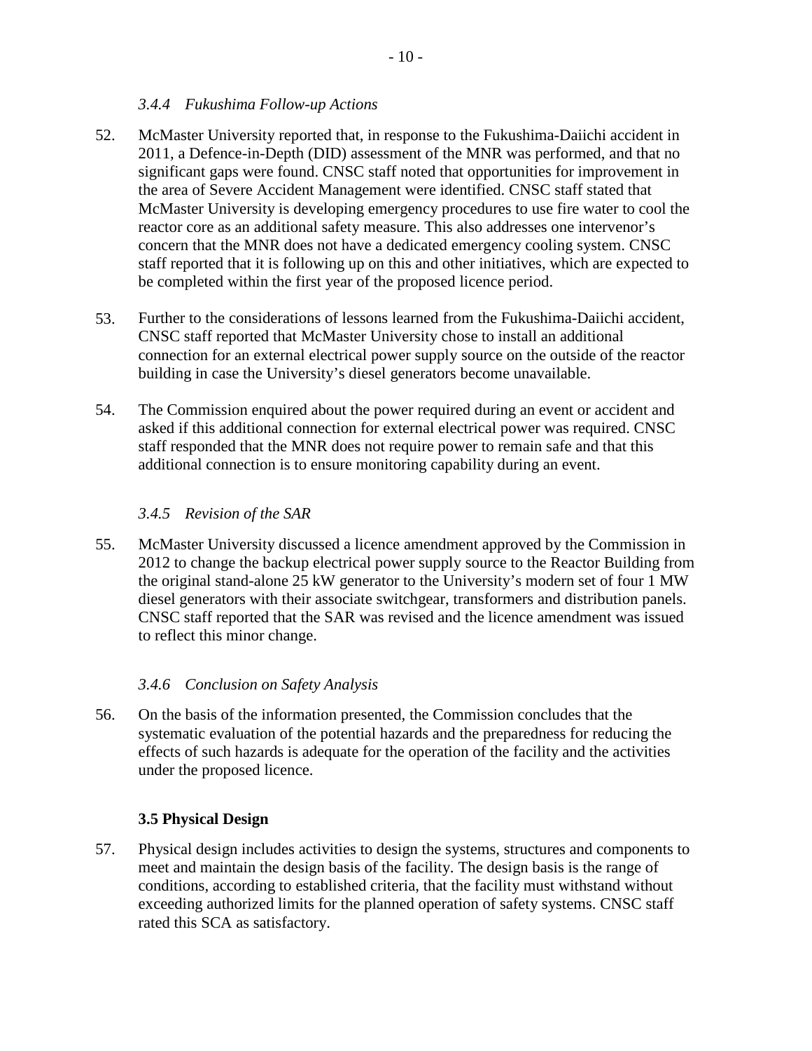#### *3.4.4 Fukushima Follow-up Actions*

52. McMaster University reported that, in response to the Fukushima-Daiichi accident in 2011, a Defence-in-Depth (DID) assessment of the MNR was performed, and that no significant gaps were found. CNSC staff noted that opportunities for improvement in the area of Severe Accident Management were identified. CNSC staff stated that McMaster University is developing emergency procedures to use fire water to cool the reactor core as an additional safety measure. This also addresses one intervenor's concern that the MNR does not have a dedicated emergency cooling system. CNSC staff reported that it is following up on this and other initiatives, which are expected to be completed within the first year of the proposed licence period.

53. Further to the considerations of lessons learned from the Fukushima-Daiichi accident, CNSC staff reported that McMaster University chose to install an additional connection for an external electrical power supply source on the outside of the reactor building in case the University's diesel generators become unavailable.

54. The Commission enquired about the power required during an event or accident and asked if this additional connection for external electrical power was required. CNSC staff responded that the MNR does not require power to remain safe and that this additional connection is to ensure monitoring capability during an event.

#### *3.4.5 Revision of the SAR*

55. McMaster University discussed a licence amendment approved by the Commission in 2012 to change the backup electrical power supply source to the Reactor Building from the original stand-alone 25 kW generator to the University's modern set of four 1 MW diesel generators with their associate switchgear, transformers and distribution panels. CNSC staff reported that the SAR was revised and the licence amendment was issued to reflect this minor change.

#### *3.4.6 Conclusion on Safety Analysis*

56. On the basis of the information presented, the Commission concludes that the systematic evaluation of the potential hazards and the preparedness for reducing the effects of such hazards is adequate for the operation of the facility and the activities under the proposed licence.

### 3.5 Physical Design

57. Physical design includes activities to design the systems, structures and components to meet and maintain the design basis of the facility. The design basis is the range of conditions, according to established criteria, that the facility must withstand without exceeding authorized limits for the planned operation of safety systems. CNSC staff rated this SCA as satisfactory.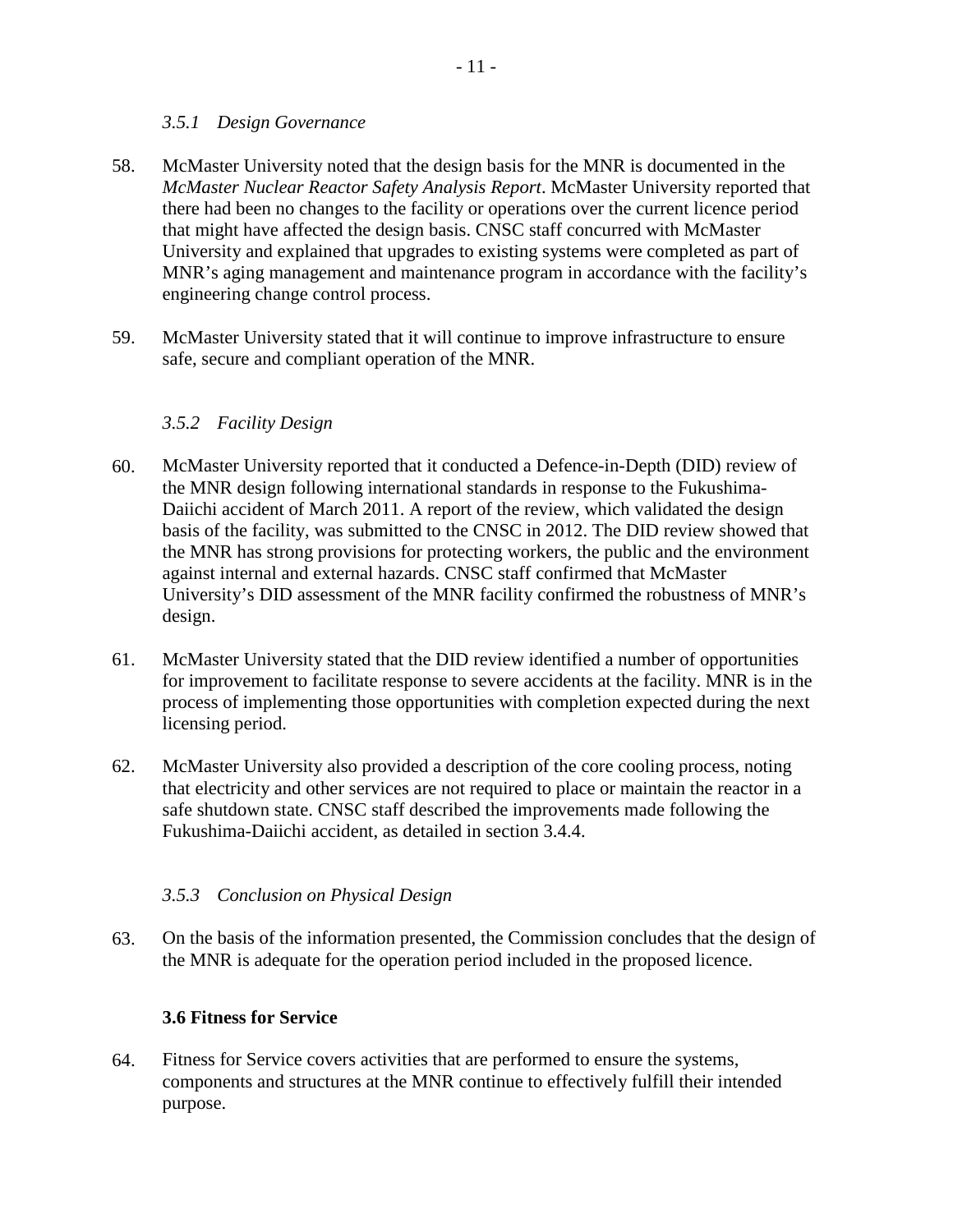#### *3.5.1 Design Governance*

58. McMaster University noted that the design basis for the MNR is documented in the *McMaster Nuclear Reactor Safety Analysis Report*. McMaster University reported that there had been no changes to the facility or operations over the current licence period that might have affected the design basis. CNSC staff concurred with McMaster University and explained that upgrades to existing systems were completed as part of MNR's aging management and maintenance program in accordance with the facility's engineering change control process.

59. McMaster University stated that it will continue to improve infrastructure to ensure safe, secure and compliant operation of the MNR.

#### *3.5.2 Facility Design*

60. McMaster University reported that it conducted a Defence-in-Depth (DID) review of the MNR design following international standards in response to the Fukushima-Daiichi accident of March 2011. A report of the review, which validated the design basis of the facility, was submitted to the CNSC in 2012. The DID review showed that the MNR has strong provisions for protecting workers, the public and the environment against internal and external hazards. CNSC staff confirmed that McMaster University's DID assessment of the MNR facility confirmed the robustness of MNR's design.

61. McMaster University stated that the DID review identified a number of opportunities for improvement to facilitate response to severe accidents at the facility. MNR is in the process of implementing those opportunities with completion expected during the next licensing period.

62. McMaster University also provided a description of the core cooling process, noting that electricity and other services are not required to place or maintain the reactor in a safe shutdown state. CNSC staff described the improvements made following the Fukushima-Daiichi accident, as detailed in section 3.4.4.

#### *3.5.3 Conclusion on Physical Design*

63. On the basis of the information presented, the Commission concludes that the design of the MNR is adequate for the operation period included in the proposed licence.

### 3.6 Fitness for Service

64. Fitness for Service covers activities that are performed to ensure the systems, components and structures at the MNR continue to effectively fulfill their intended purpose.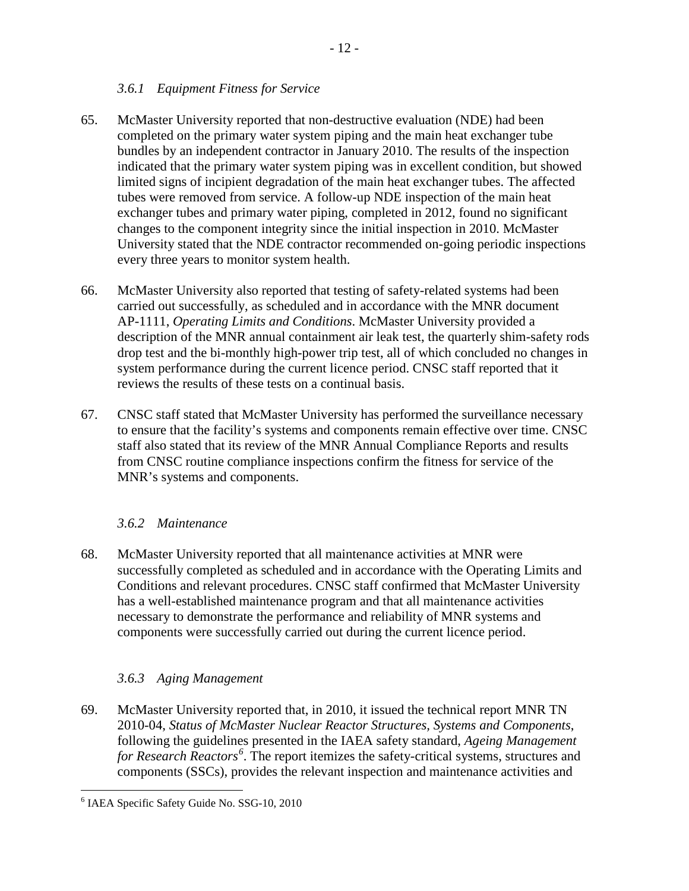### *3.6.1 Equipment Fitness for Service*

65. McMaster University reported that non-destructive evaluation (NDE) had been completed on the primary water system piping and the main heat exchanger tube bundles by an independent contractor in January 2010. The results of the inspection indicated that the primary water system piping was in excellent condition, but showed limited signs of incipient degradation of the main heat exchanger tubes. The affected tubes were removed from service. A follow-up NDE inspection of the main heat exchanger tubes and primary water piping, completed in 2012, found no significant changes to the component integrity since the initial inspection in 2010. McMaster University stated that the NDE contractor recommended on-going periodic inspections every three years to monitor system health.

66. McMaster University also reported that testing of safety-related systems had been carried out successfully, as scheduled and in accordance with the MNR document AP-1111, *Operating Limits and Conditions*. McMaster University provided a description of the MNR annual containment air leak test, the quarterly shim-safety rods drop test and the bi-monthly high-power trip test, all of which concluded no changes in system performance during the current licence period. CNSC staff reported that it reviews the results of these tests on a continual basis.

67. CNSC staff stated that McMaster University has performed the surveillance necessary to ensure that the facility's systems and components remain effective over time. CNSC staff also stated that its review of the MNR Annual Compliance Reports and results from CNSC routine compliance inspections confirm the fitness for service of the MNR's systems and components.

### *3.6.2 Maintenance*

68. McMaster University reported that all maintenance activities at MNR were successfully completed as scheduled and in accordance with the Operating Limits and Conditions and relevant procedures. CNSC staff confirmed that McMaster University has a well-established maintenance program and that all maintenance activities necessary to demonstrate the performance and reliability of MNR systems and components were successfully carried out during the current licence period.

### *3.6.3 Aging Management*

69. McMaster University reported that, in 2010, it issued the technical report MNR TN 2010-04, *Status of McMaster Nuclear Reactor Structures, Systems and Components*, following the guidelines presented in the IAEA safety standard, *Ageing Management for Research Reactors*[6]. The report itemizes the safety-critical systems, structures and components (SSCs), provides the relevant inspection and maintenance activities and

[6] IAEA Specific Safety Guide No. SSG-10, 2010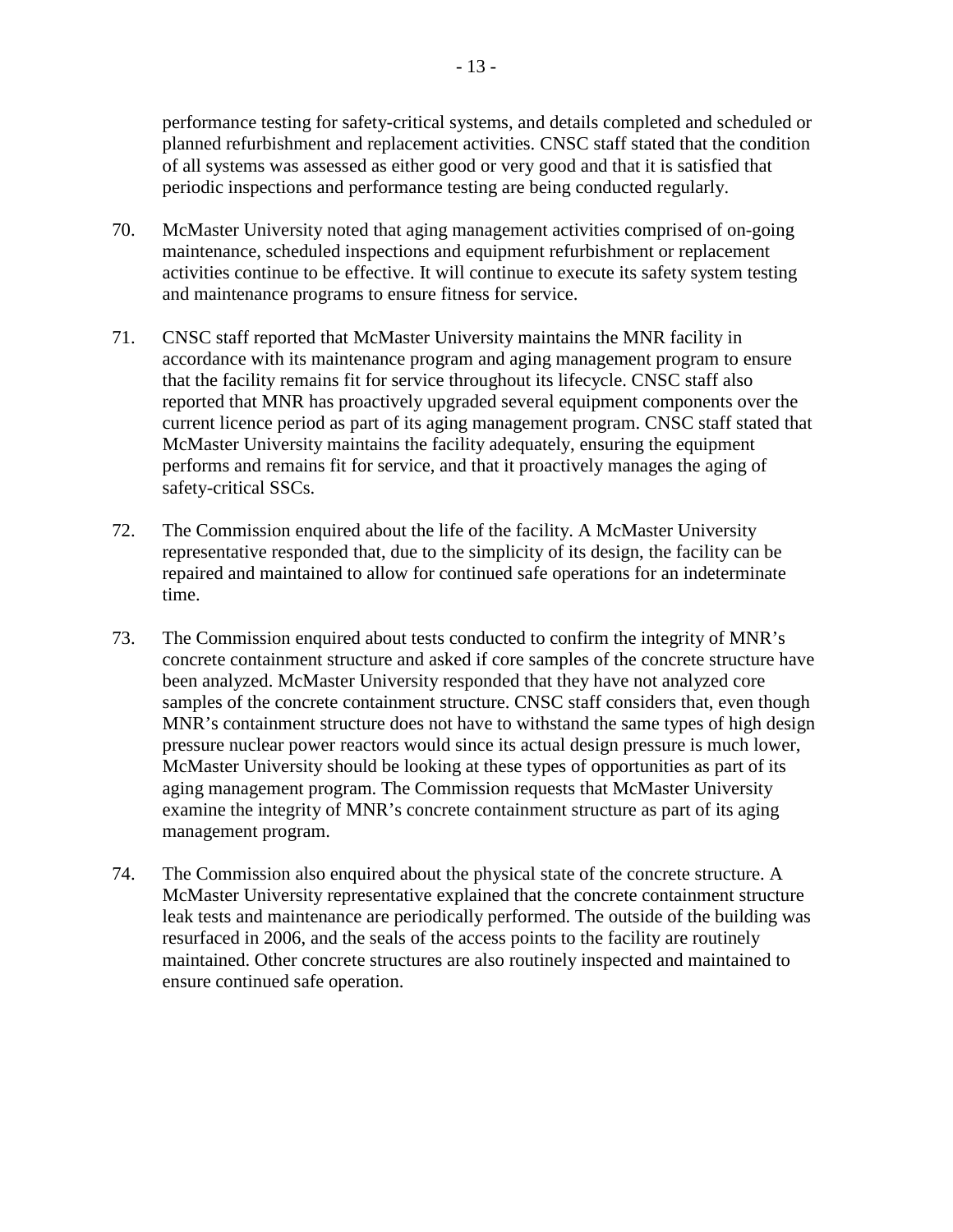performance testing for safety-critical systems, and details completed and scheduled or planned refurbishment and replacement activities. CNSC staff stated that the condition of all systems was assessed as either good or very good and that it is satisfied that periodic inspections and performance testing are being conducted regularly.

70. McMaster University noted that aging management activities comprised of on-going maintenance, scheduled inspections and equipment refurbishment or replacement activities continue to be effective. It will continue to execute its safety system testing and maintenance programs to ensure fitness for service.

71. CNSC staff reported that McMaster University maintains the MNR facility in accordance with its maintenance program and aging management program to ensure that the facility remains fit for service throughout its lifecycle. CNSC staff also reported that MNR has proactively upgraded several equipment components over the current licence period as part of its aging management program. CNSC staff stated that McMaster University maintains the facility adequately, ensuring the equipment performs and remains fit for service, and that it proactively manages the aging of safety-critical SSCs.

72. The Commission enquired about the life of the facility. A McMaster University representative responded that, due to the simplicity of its design, the facility can be repaired and maintained to allow for continued safe operations for an indeterminate time.

73. The Commission enquired about tests conducted to confirm the integrity of MNR's concrete containment structure and asked if core samples of the concrete structure have been analyzed. McMaster University responded that they have not analyzed core samples of the concrete containment structure. CNSC staff considers that, even though MNR's containment structure does not have to withstand the same types of high design pressure nuclear power reactors would since its actual design pressure is much lower, McMaster University should be looking at these types of opportunities as part of its aging management program. The Commission requests that McMaster University examine the integrity of MNR's concrete containment structure as part of its aging management program.

74. The Commission also enquired about the physical state of the concrete structure. A McMaster University representative explained that the concrete containment structure leak tests and maintenance are periodically performed. The outside of the building was resurfaced in 2006, and the seals of the access points to the facility are routinely maintained. Other concrete structures are also routinely inspected and maintained to ensure continued safe operation.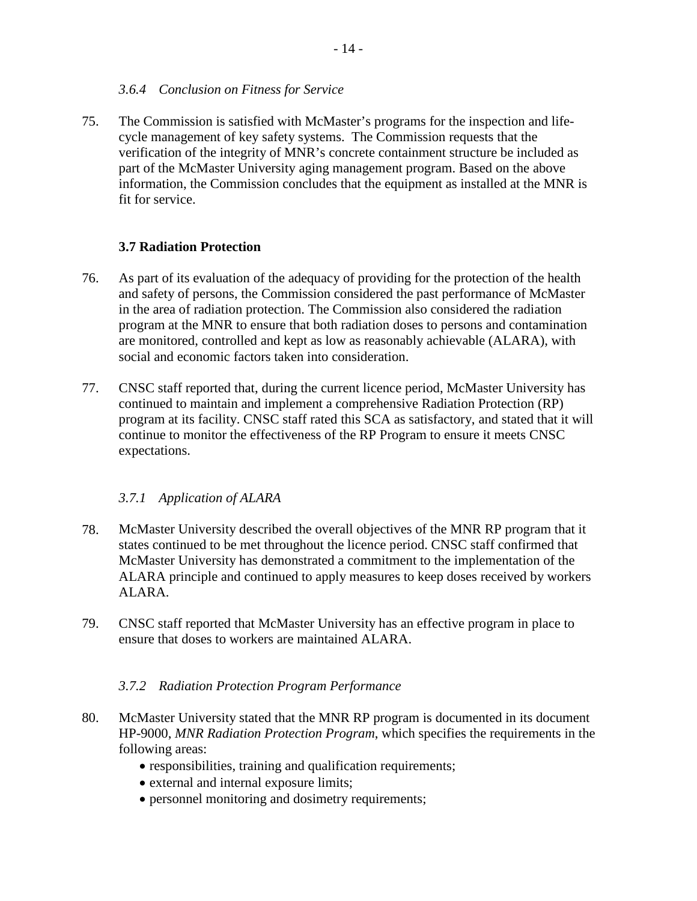#### *3.6.4 Conclusion on Fitness for Service*

75. The Commission is satisfied with McMaster's programs for the inspection and life-cycle management of key safety systems. The Commission requests that the verification of the integrity of MNR's concrete containment structure be included as part of the McMaster University aging management program. Based on the above information, the Commission concludes that the equipment as installed at the MNR is fit for service.

### 3.7 Radiation Protection

76. As part of its evaluation of the adequacy of providing for the protection of the health and safety of persons, the Commission considered the past performance of McMaster in the area of radiation protection. The Commission also considered the radiation program at the MNR to ensure that both radiation doses to persons and contamination are monitored, controlled and kept as low as reasonably achievable (ALARA), with social and economic factors taken into consideration.

77. CNSC staff reported that, during the current licence period, McMaster University has continued to maintain and implement a comprehensive Radiation Protection (RP) program at its facility. CNSC staff rated this SCA as satisfactory, and stated that it will continue to monitor the effectiveness of the RP Program to ensure it meets CNSC expectations.

#### *3.7.1 Application of ALARA*

78. McMaster University described the overall objectives of the MNR RP program that it states continued to be met throughout the licence period. CNSC staff confirmed that McMaster University has demonstrated a commitment to the implementation of the ALARA principle and continued to apply measures to keep doses received by workers ALARA.

79. CNSC staff reported that McMaster University has an effective program in place to ensure that doses to workers are maintained ALARA.

#### *3.7.2 Radiation Protection Program Performance*

80. McMaster University stated that the MNR RP program is documented in its document HP-9000, *MNR Radiation Protection Program*, which specifies the requirements in the following areas:
    - responsibilities, training and qualification requirements;
    - external and internal exposure limits;
    - personnel monitoring and dosimetry requirements;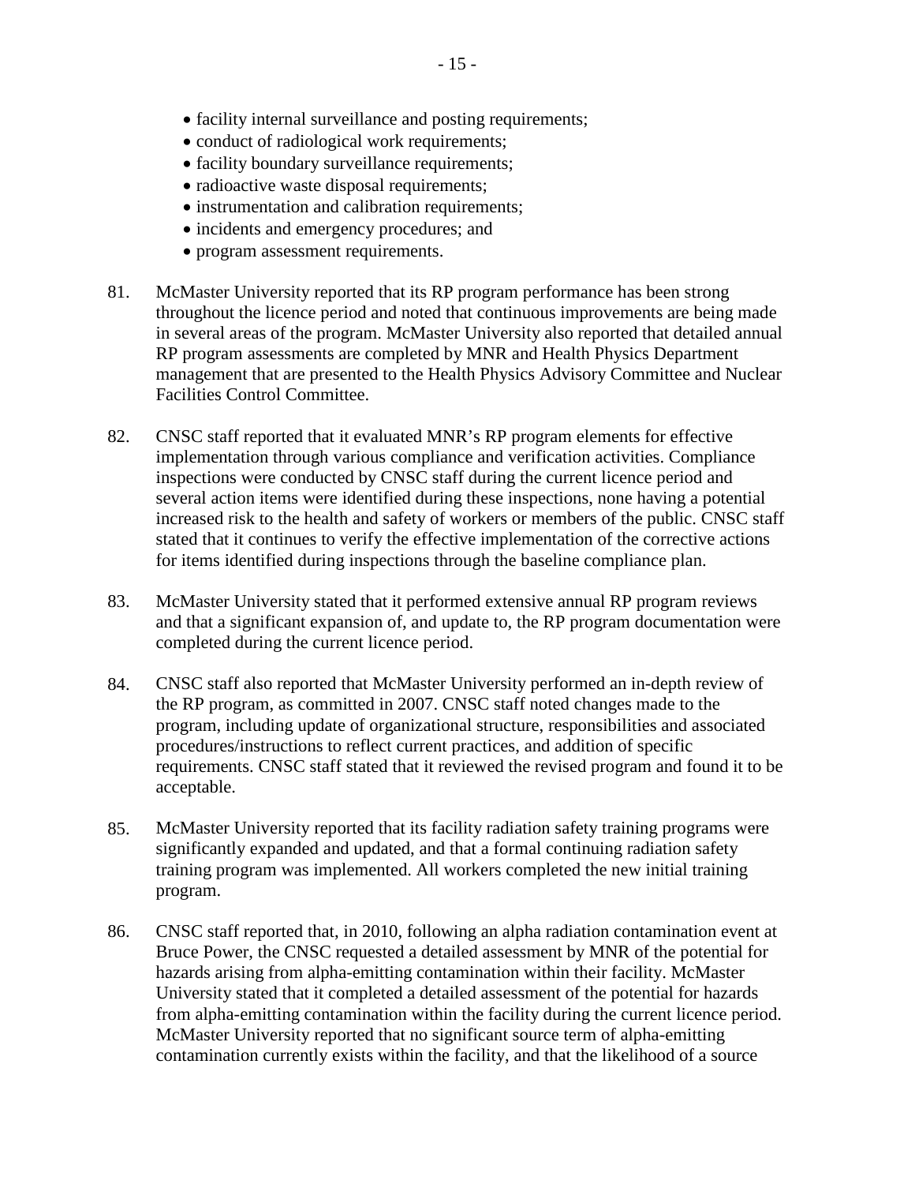- facility internal surveillance and posting requirements;
- conduct of radiological work requirements;
- facility boundary surveillance requirements;
- radioactive waste disposal requirements;
- instrumentation and calibration requirements;
- incidents and emergency procedures; and
- program assessment requirements.

81. McMaster University reported that its RP program performance has been strong throughout the licence period and noted that continuous improvements are being made in several areas of the program. McMaster University also reported that detailed annual RP program assessments are completed by MNR and Health Physics Department management that are presented to the Health Physics Advisory Committee and Nuclear Facilities Control Committee.

82. CNSC staff reported that it evaluated MNR's RP program elements for effective implementation through various compliance and verification activities. Compliance inspections were conducted by CNSC staff during the current licence period and several action items were identified during these inspections, none having a potential increased risk to the health and safety of workers or members of the public. CNSC staff stated that it continues to verify the effective implementation of the corrective actions for items identified during inspections through the baseline compliance plan.

83. McMaster University stated that it performed extensive annual RP program reviews and that a significant expansion of, and update to, the RP program documentation were completed during the current licence period.

84. CNSC staff also reported that McMaster University performed an in-depth review of the RP program, as committed in 2007. CNSC staff noted changes made to the program, including update of organizational structure, responsibilities and associated procedures/instructions to reflect current practices, and addition of specific requirements. CNSC staff stated that it reviewed the revised program and found it to be acceptable.

85. McMaster University reported that its facility radiation safety training programs were significantly expanded and updated, and that a formal continuing radiation safety training program was implemented. All workers completed the new initial training program.

86. CNSC staff reported that, in 2010, following an alpha radiation contamination event at Bruce Power, the CNSC requested a detailed assessment by MNR of the potential for hazards arising from alpha-emitting contamination within their facility. McMaster University stated that it completed a detailed assessment of the potential for hazards from alpha-emitting contamination within the facility during the current licence period. McMaster University reported that no significant source term of alpha-emitting contamination currently exists within the facility, and that the likelihood of a source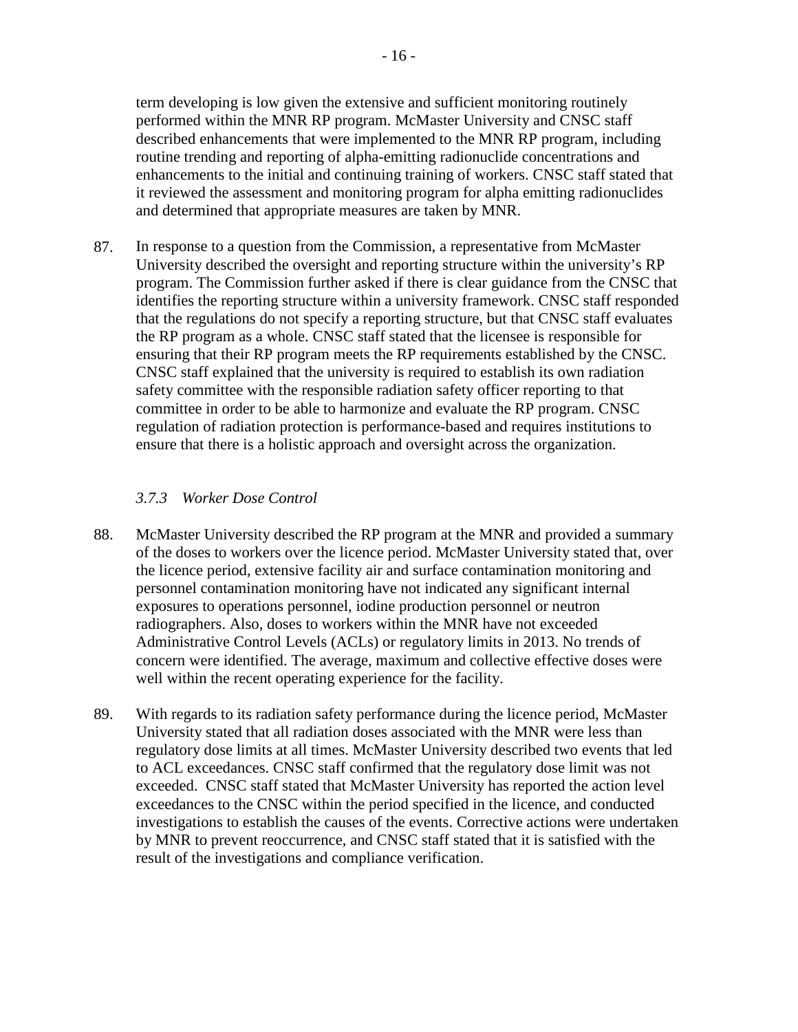term developing is low given the extensive and sufficient monitoring routinely performed within the MNR RP program. McMaster University and CNSC staff described enhancements that were implemented to the MNR RP program, including routine trending and reporting of alpha-emitting radionuclide concentrations and enhancements to the initial and continuing training of workers. CNSC staff stated that it reviewed the assessment and monitoring program for alpha emitting radionuclides and determined that appropriate measures are taken by MNR.

87. In response to a question from the Commission, a representative from McMaster University described the oversight and reporting structure within the university's RP program. The Commission further asked if there is clear guidance from the CNSC that identifies the reporting structure within a university framework. CNSC staff responded that the regulations do not specify a reporting structure, but that CNSC staff evaluates the RP program as a whole. CNSC staff stated that the licensee is responsible for ensuring that their RP program meets the RP requirements established by the CNSC. CNSC staff explained that the university is required to establish its own radiation safety committee with the responsible radiation safety officer reporting to that committee in order to be able to harmonize and evaluate the RP program. CNSC regulation of radiation protection is performance-based and requires institutions to ensure that there is a holistic approach and oversight across the organization.

### *3.7.3 Worker Dose Control*

88. McMaster University described the RP program at the MNR and provided a summary of the doses to workers over the licence period. McMaster University stated that, over the licence period, extensive facility air and surface contamination monitoring and personnel contamination monitoring have not indicated any significant internal exposures to operations personnel, iodine production personnel or neutron radiographers. Also, doses to workers within the MNR have not exceeded Administrative Control Levels (ACLs) or regulatory limits in 2013. No trends of concern were identified. The average, maximum and collective effective doses were well within the recent operating experience for the facility.

89. With regards to its radiation safety performance during the licence period, McMaster University stated that all radiation doses associated with the MNR were less than regulatory dose limits at all times. McMaster University described two events that led to ACL exceedances. CNSC staff confirmed that the regulatory dose limit was not exceeded. CNSC staff stated that McMaster University has reported the action level exceedances to the CNSC within the period specified in the licence, and conducted investigations to establish the causes of the events. Corrective actions were undertaken by MNR to prevent reoccurrence, and CNSC staff stated that it is satisfied with the result of the investigations and compliance verification.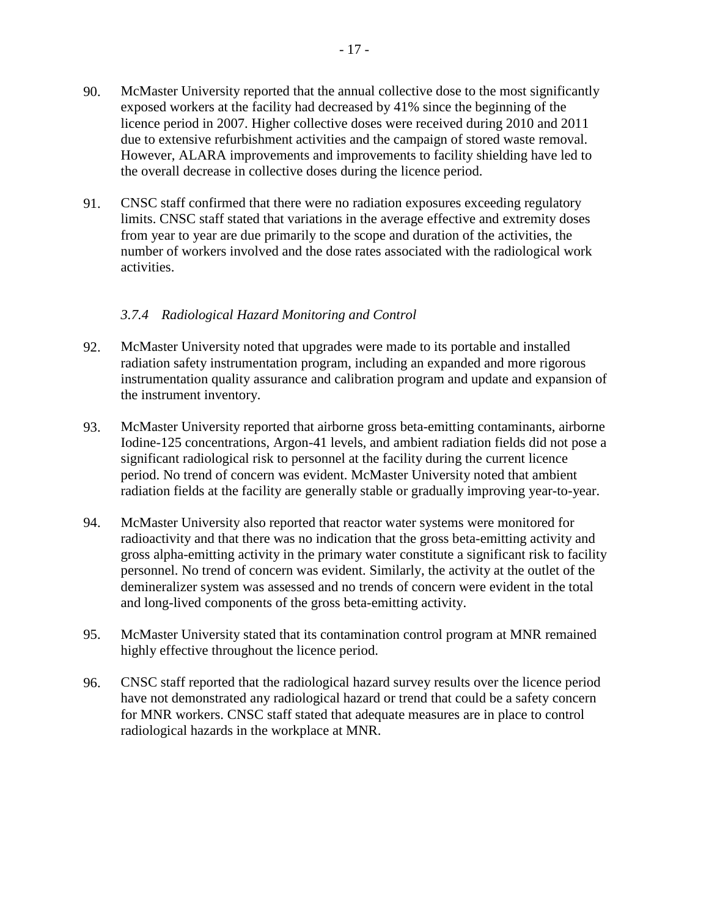90. McMaster University reported that the annual collective dose to the most significantly exposed workers at the facility had decreased by 41% since the beginning of the licence period in 2007. Higher collective doses were received during 2010 and 2011 due to extensive refurbishment activities and the campaign of stored waste removal. However, ALARA improvements and improvements to facility shielding have led to the overall decrease in collective doses during the licence period.

91. CNSC staff confirmed that there were no radiation exposures exceeding regulatory limits. CNSC staff stated that variations in the average effective and extremity doses from year to year are due primarily to the scope and duration of the activities, the number of workers involved and the dose rates associated with the radiological work activities.

### *3.7.4 Radiological Hazard Monitoring and Control*

92. McMaster University noted that upgrades were made to its portable and installed radiation safety instrumentation program, including an expanded and more rigorous instrumentation quality assurance and calibration program and update and expansion of the instrument inventory.

93. McMaster University reported that airborne gross beta-emitting contaminants, airborne Iodine-125 concentrations, Argon-41 levels, and ambient radiation fields did not pose a significant radiological risk to personnel at the facility during the current licence period. No trend of concern was evident. McMaster University noted that ambient radiation fields at the facility are generally stable or gradually improving year-to-year.

94. McMaster University also reported that reactor water systems were monitored for radioactivity and that there was no indication that the gross beta-emitting activity and gross alpha-emitting activity in the primary water constitute a significant risk to facility personnel. No trend of concern was evident. Similarly, the activity at the outlet of the demineralizer system was assessed and no trends of concern were evident in the total and long-lived components of the gross beta-emitting activity.

95. McMaster University stated that its contamination control program at MNR remained highly effective throughout the licence period.

96. CNSC staff reported that the radiological hazard survey results over the licence period have not demonstrated any radiological hazard or trend that could be a safety concern for MNR workers. CNSC staff stated that adequate measures are in place to control radiological hazards in the workplace at MNR.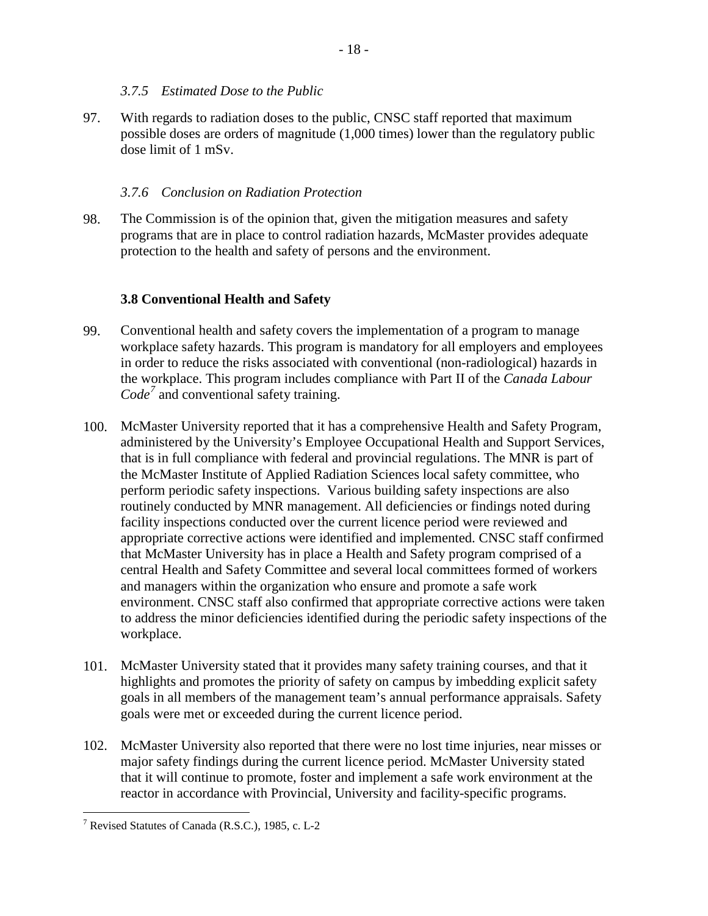#### *3.7.5 Estimated Dose to the Public*

97. With regards to radiation doses to the public, CNSC staff reported that maximum possible doses are orders of magnitude (1,000 times) lower than the regulatory public dose limit of 1 mSv.

#### *3.7.6 Conclusion on Radiation Protection*

98. The Commission is of the opinion that, given the mitigation measures and safety programs that are in place to control radiation hazards, McMaster provides adequate protection to the health and safety of persons and the environment.

### 3.8 Conventional Health and Safety

99. Conventional health and safety covers the implementation of a program to manage workplace safety hazards. This program is mandatory for all employers and employees in order to reduce the risks associated with conventional (non-radiological) hazards in the workplace. This program includes compliance with Part II of the *Canada Labour Code*[7] and conventional safety training.

100. McMaster University reported that it has a comprehensive Health and Safety Program, administered by the University's Employee Occupational Health and Support Services, that is in full compliance with federal and provincial regulations. The MNR is part of the McMaster Institute of Applied Radiation Sciences local safety committee, who perform periodic safety inspections. Various building safety inspections are also routinely conducted by MNR management. All deficiencies or findings noted during facility inspections conducted over the current licence period were reviewed and appropriate corrective actions were identified and implemented. CNSC staff confirmed that McMaster University has in place a Health and Safety program comprised of a central Health and Safety Committee and several local committees formed of workers and managers within the organization who ensure and promote a safe work environment. CNSC staff also confirmed that appropriate corrective actions were taken to address the minor deficiencies identified during the periodic safety inspections of the workplace.

101. McMaster University stated that it provides many safety training courses, and that it highlights and promotes the priority of safety on campus by imbedding explicit safety goals in all members of the management team's annual performance appraisals. Safety goals were met or exceeded during the current licence period.

102. McMaster University also reported that there were no lost time injuries, near misses or major safety findings during the current licence period. McMaster University stated that it will continue to promote, foster and implement a safe work environment at the reactor in accordance with Provincial, University and facility-specific programs.

---

[7] Revised Statutes of Canada (R.S.C.), 1985, c. L-2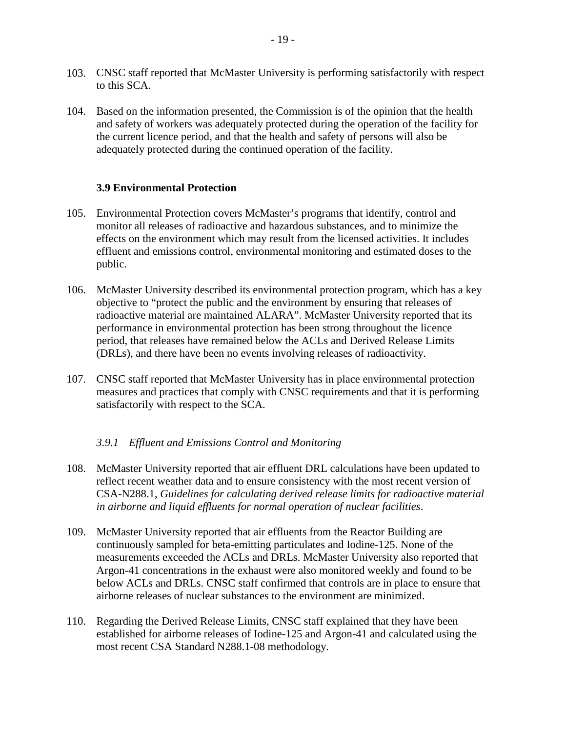103. CNSC staff reported that McMaster University is performing satisfactorily with respect to this SCA.

104. Based on the information presented, the Commission is of the opinion that the health and safety of workers was adequately protected during the operation of the facility for the current licence period, and that the health and safety of persons will also be adequately protected during the continued operation of the facility.

### 3.9 Environmental Protection

105. Environmental Protection covers McMaster's programs that identify, control and monitor all releases of radioactive and hazardous substances, and to minimize the effects on the environment which may result from the licensed activities. It includes effluent and emissions control, environmental monitoring and estimated doses to the public.

106. McMaster University described its environmental protection program, which has a key objective to "protect the public and the environment by ensuring that releases of radioactive material are maintained ALARA". McMaster University reported that its performance in environmental protection has been strong throughout the licence period, that releases have remained below the ACLs and Derived Release Limits (DRLs), and there have been no events involving releases of radioactivity.

107. CNSC staff reported that McMaster University has in place environmental protection measures and practices that comply with CNSC requirements and that it is performing satisfactorily with respect to the SCA.

#### *3.9.1 Effluent and Emissions Control and Monitoring*

108. McMaster University reported that air effluent DRL calculations have been updated to reflect recent weather data and to ensure consistency with the most recent version of CSA-N288.1, *Guidelines for calculating derived release limits for radioactive material in airborne and liquid effluents for normal operation of nuclear facilities*.

109. McMaster University reported that air effluents from the Reactor Building are continuously sampled for beta-emitting particulates and Iodine-125. None of the measurements exceeded the ACLs and DRLs. McMaster University also reported that Argon-41 concentrations in the exhaust were also monitored weekly and found to be below ACLs and DRLs. CNSC staff confirmed that controls are in place to ensure that airborne releases of nuclear substances to the environment are minimized.

110. Regarding the Derived Release Limits, CNSC staff explained that they have been established for airborne releases of Iodine-125 and Argon-41 and calculated using the most recent CSA Standard N288.1-08 methodology.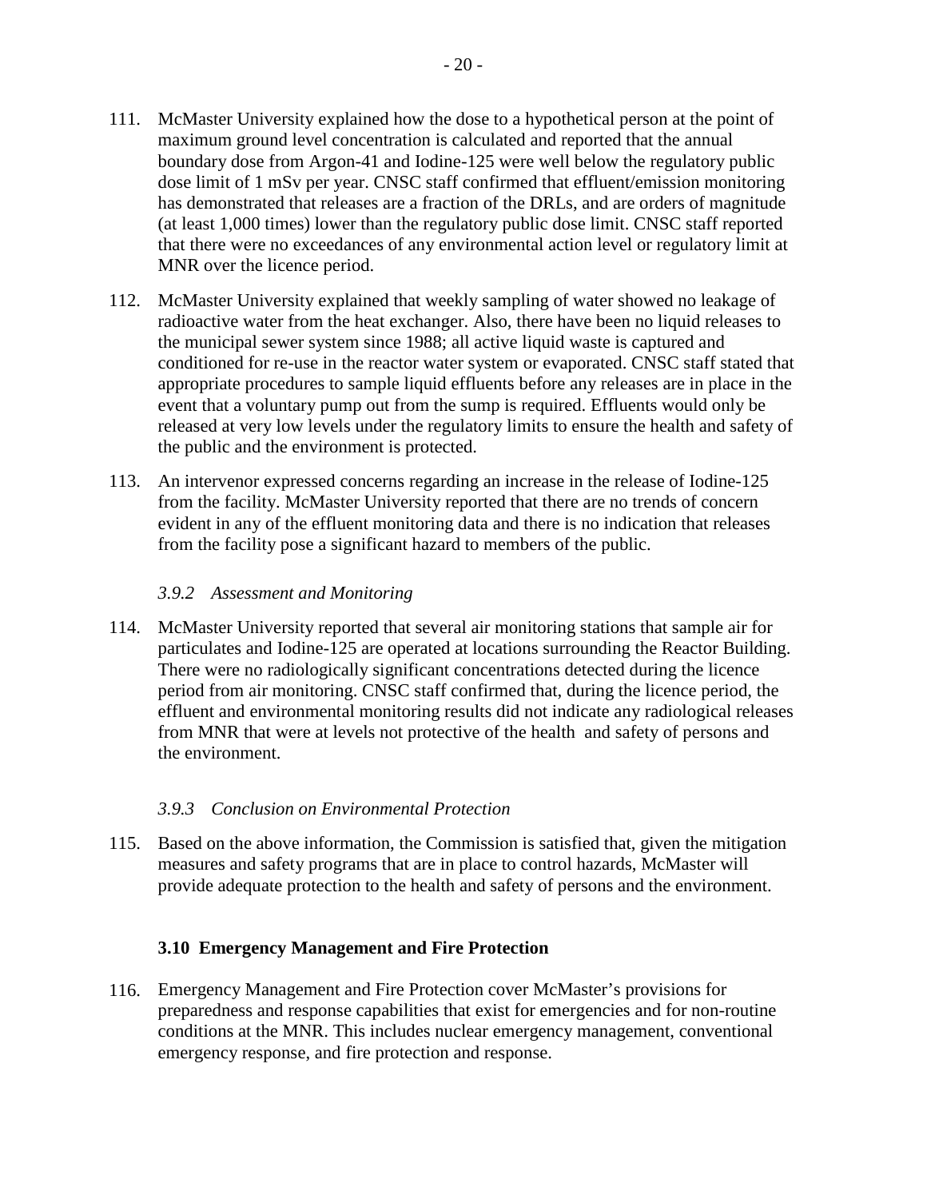111. McMaster University explained how the dose to a hypothetical person at the point of maximum ground level concentration is calculated and reported that the annual boundary dose from Argon-41 and Iodine-125 were well below the regulatory public dose limit of 1 mSv per year. CNSC staff confirmed that effluent/emission monitoring has demonstrated that releases are a fraction of the DRLs, and are orders of magnitude (at least 1,000 times) lower than the regulatory public dose limit. CNSC staff reported that there were no exceedances of any environmental action level or regulatory limit at MNR over the licence period.

112. McMaster University explained that weekly sampling of water showed no leakage of radioactive water from the heat exchanger. Also, there have been no liquid releases to the municipal sewer system since 1988; all active liquid waste is captured and conditioned for re-use in the reactor water system or evaporated. CNSC staff stated that appropriate procedures to sample liquid effluents before any releases are in place in the event that a voluntary pump out from the sump is required. Effluents would only be released at very low levels under the regulatory limits to ensure the health and safety of the public and the environment is protected.

113. An intervenor expressed concerns regarding an increase in the release of Iodine-125 from the facility. McMaster University reported that there are no trends of concern evident in any of the effluent monitoring data and there is no indication that releases from the facility pose a significant hazard to members of the public.

#### *3.9.2 Assessment and Monitoring*

114. McMaster University reported that several air monitoring stations that sample air for particulates and Iodine-125 are operated at locations surrounding the Reactor Building. There were no radiologically significant concentrations detected during the licence period from air monitoring. CNSC staff confirmed that, during the licence period, the effluent and environmental monitoring results did not indicate any radiological releases from MNR that were at levels not protective of the health and safety of persons and the environment.

#### *3.9.3 Conclusion on Environmental Protection*

115. Based on the above information, the Commission is satisfied that, given the mitigation measures and safety programs that are in place to control hazards, McMaster will provide adequate protection to the health and safety of persons and the environment.

### 3.10 Emergency Management and Fire Protection

116. Emergency Management and Fire Protection cover McMaster's provisions for preparedness and response capabilities that exist for emergencies and for non-routine conditions at the MNR. This includes nuclear emergency management, conventional emergency response, and fire protection and response.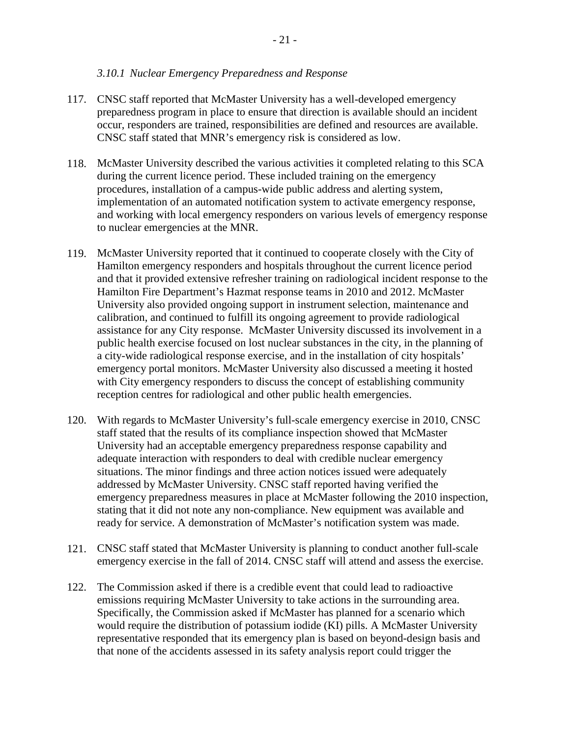### *3.10.1 Nuclear Emergency Preparedness and Response*

117. CNSC staff reported that McMaster University has a well-developed emergency preparedness program in place to ensure that direction is available should an incident occur, responders are trained, responsibilities are defined and resources are available. CNSC staff stated that MNR's emergency risk is considered as low.

118. McMaster University described the various activities it completed relating to this SCA during the current licence period. These included training on the emergency procedures, installation of a campus-wide public address and alerting system, implementation of an automated notification system to activate emergency response, and working with local emergency responders on various levels of emergency response to nuclear emergencies at the MNR.

119. McMaster University reported that it continued to cooperate closely with the City of Hamilton emergency responders and hospitals throughout the current licence period and that it provided extensive refresher training on radiological incident response to the Hamilton Fire Department's Hazmat response teams in 2010 and 2012. McMaster University also provided ongoing support in instrument selection, maintenance and calibration, and continued to fulfill its ongoing agreement to provide radiological assistance for any City response. McMaster University discussed its involvement in a public health exercise focused on lost nuclear substances in the city, in the planning of a city-wide radiological response exercise, and in the installation of city hospitals' emergency portal monitors. McMaster University also discussed a meeting it hosted with City emergency responders to discuss the concept of establishing community reception centres for radiological and other public health emergencies.

120. With regards to McMaster University's full-scale emergency exercise in 2010, CNSC staff stated that the results of its compliance inspection showed that McMaster University had an acceptable emergency preparedness response capability and adequate interaction with responders to deal with credible nuclear emergency situations. The minor findings and three action notices issued were adequately addressed by McMaster University. CNSC staff reported having verified the emergency preparedness measures in place at McMaster following the 2010 inspection, stating that it did not note any non-compliance. New equipment was available and ready for service. A demonstration of McMaster's notification system was made.

121. CNSC staff stated that McMaster University is planning to conduct another full-scale emergency exercise in the fall of 2014. CNSC staff will attend and assess the exercise.

122. The Commission asked if there is a credible event that could lead to radioactive emissions requiring McMaster University to take actions in the surrounding area. Specifically, the Commission asked if McMaster has planned for a scenario which would require the distribution of potassium iodide (KI) pills. A McMaster University representative responded that its emergency plan is based on beyond-design basis and that none of the accidents assessed in its safety analysis report could trigger the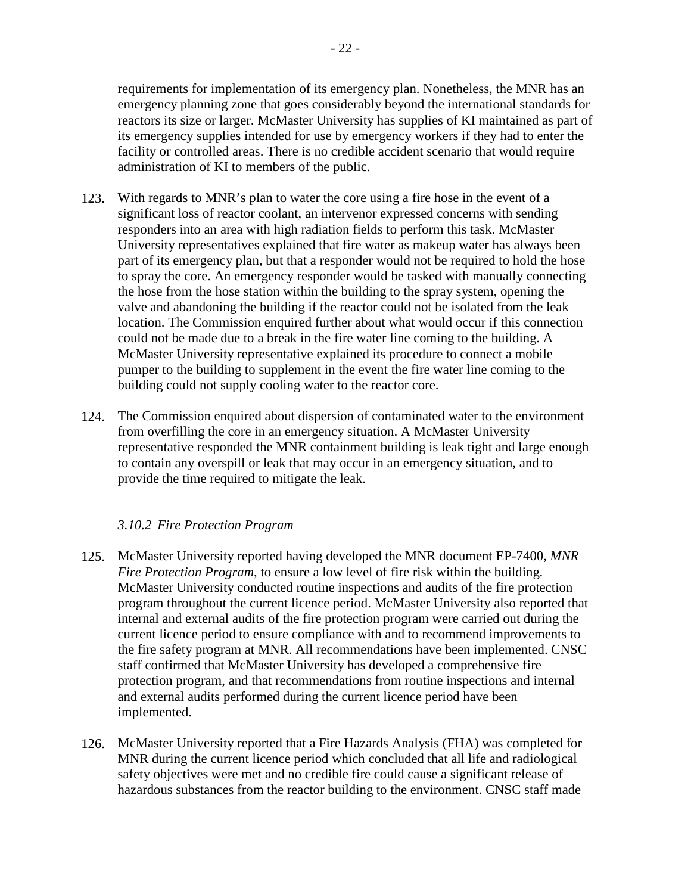requirements for implementation of its emergency plan. Nonetheless, the MNR has an emergency planning zone that goes considerably beyond the international standards for reactors its size or larger. McMaster University has supplies of KI maintained as part of its emergency supplies intended for use by emergency workers if they had to enter the facility or controlled areas. There is no credible accident scenario that would require administration of KI to members of the public.

123. With regards to MNR's plan to water the core using a fire hose in the event of a significant loss of reactor coolant, an intervenor expressed concerns with sending responders into an area with high radiation fields to perform this task. McMaster University representatives explained that fire water as makeup water has always been part of its emergency plan, but that a responder would not be required to hold the hose to spray the core. An emergency responder would be tasked with manually connecting the hose from the hose station within the building to the spray system, opening the valve and abandoning the building if the reactor could not be isolated from the leak location. The Commission enquired further about what would occur if this connection could not be made due to a break in the fire water line coming to the building. A McMaster University representative explained its procedure to connect a mobile pumper to the building to supplement in the event the fire water line coming to the building could not supply cooling water to the reactor core.

124. The Commission enquired about dispersion of contaminated water to the environment from overfilling the core in an emergency situation. A McMaster University representative responded the MNR containment building is leak tight and large enough to contain any overspill or leak that may occur in an emergency situation, and to provide the time required to mitigate the leak.

### *3.10.2 Fire Protection Program*

125. McMaster University reported having developed the MNR document EP-7400, *MNR Fire Protection Program*, to ensure a low level of fire risk within the building. McMaster University conducted routine inspections and audits of the fire protection program throughout the current licence period. McMaster University also reported that internal and external audits of the fire protection program were carried out during the current licence period to ensure compliance with and to recommend improvements to the fire safety program at MNR. All recommendations have been implemented. CNSC staff confirmed that McMaster University has developed a comprehensive fire protection program, and that recommendations from routine inspections and internal and external audits performed during the current licence period have been implemented.

126. McMaster University reported that a Fire Hazards Analysis (FHA) was completed for MNR during the current licence period which concluded that all life and radiological safety objectives were met and no credible fire could cause a significant release of hazardous substances from the reactor building to the environment. CNSC staff made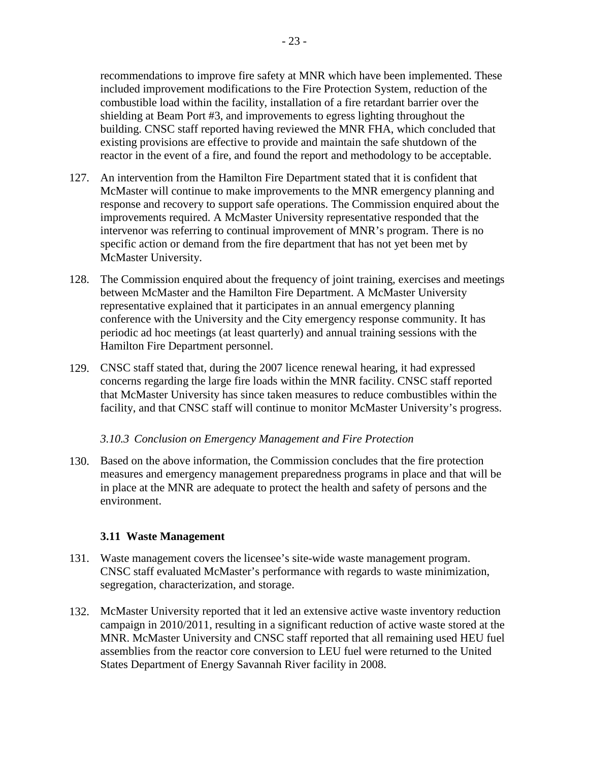recommendations to improve fire safety at MNR which have been implemented. These included improvement modifications to the Fire Protection System, reduction of the combustible load within the facility, installation of a fire retardant barrier over the shielding at Beam Port #3, and improvements to egress lighting throughout the building. CNSC staff reported having reviewed the MNR FHA, which concluded that existing provisions are effective to provide and maintain the safe shutdown of the reactor in the event of a fire, and found the report and methodology to be acceptable.

127. An intervention from the Hamilton Fire Department stated that it is confident that McMaster will continue to make improvements to the MNR emergency planning and response and recovery to support safe operations. The Commission enquired about the improvements required. A McMaster University representative responded that the intervenor was referring to continual improvement of MNR's program. There is no specific action or demand from the fire department that has not yet been met by McMaster University.

128. The Commission enquired about the frequency of joint training, exercises and meetings between McMaster and the Hamilton Fire Department. A McMaster University representative explained that it participates in an annual emergency planning conference with the University and the City emergency response community. It has periodic ad hoc meetings (at least quarterly) and annual training sessions with the Hamilton Fire Department personnel.

129. CNSC staff stated that, during the 2007 licence renewal hearing, it had expressed concerns regarding the large fire loads within the MNR facility. CNSC staff reported that McMaster University has since taken measures to reduce combustibles within the facility, and that CNSC staff will continue to monitor McMaster University's progress.

#### *3.10.3 Conclusion on Emergency Management and Fire Protection*

130. Based on the above information, the Commission concludes that the fire protection measures and emergency management preparedness programs in place and that will be in place at the MNR are adequate to protect the health and safety of persons and the environment.

### 3.11 Waste Management

131. Waste management covers the licensee's site-wide waste management program. CNSC staff evaluated McMaster's performance with regards to waste minimization, segregation, characterization, and storage.

132. McMaster University reported that it led an extensive active waste inventory reduction campaign in 2010/2011, resulting in a significant reduction of active waste stored at the MNR. McMaster University and CNSC staff reported that all remaining used HEU fuel assemblies from the reactor core conversion to LEU fuel were returned to the United States Department of Energy Savannah River facility in 2008.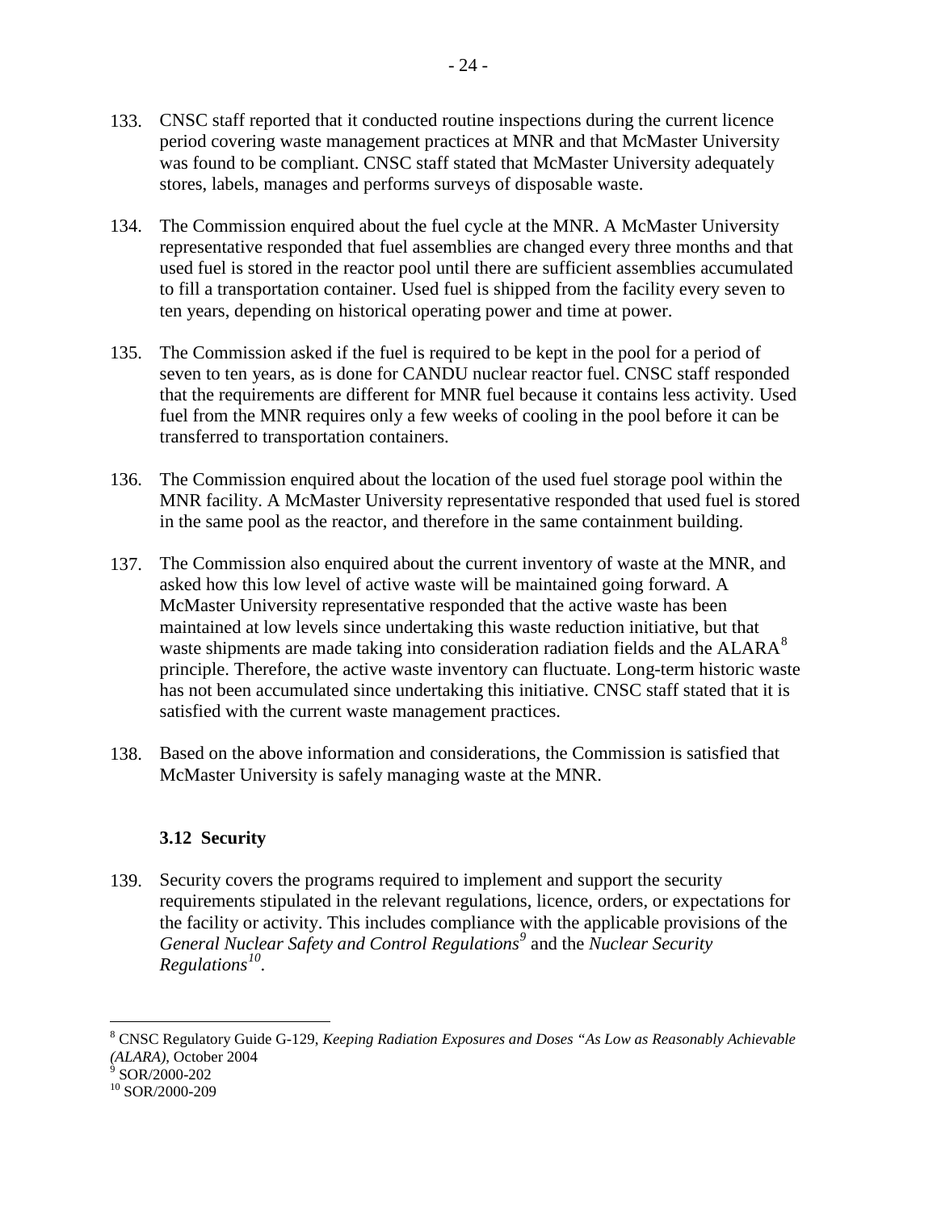133. CNSC staff reported that it conducted routine inspections during the current licence period covering waste management practices at MNR and that McMaster University was found to be compliant. CNSC staff stated that McMaster University adequately stores, labels, manages and performs surveys of disposable waste.

134. The Commission enquired about the fuel cycle at the MNR. A McMaster University representative responded that fuel assemblies are changed every three months and that used fuel is stored in the reactor pool until there are sufficient assemblies accumulated to fill a transportation container. Used fuel is shipped from the facility every seven to ten years, depending on historical operating power and time at power.

135. The Commission asked if the fuel is required to be kept in the pool for a period of seven to ten years, as is done for CANDU nuclear reactor fuel. CNSC staff responded that the requirements are different for MNR fuel because it contains less activity. Used fuel from the MNR requires only a few weeks of cooling in the pool before it can be transferred to transportation containers.

136. The Commission enquired about the location of the used fuel storage pool within the MNR facility. A McMaster University representative responded that used fuel is stored in the same pool as the reactor, and therefore in the same containment building.

137. The Commission also enquired about the current inventory of waste at the MNR, and asked how this low level of active waste will be maintained going forward. A McMaster University representative responded that the active waste has been maintained at low levels since undertaking this waste reduction initiative, but that waste shipments are made taking into consideration radiation fields and the ALARA[8] principle. Therefore, the active waste inventory can fluctuate. Long-term historic waste has not been accumulated since undertaking this initiative. CNSC staff stated that it is satisfied with the current waste management practices.

138. Based on the above information and considerations, the Commission is satisfied that McMaster University is safely managing waste at the MNR.

### 3.12 Security

139. Security covers the programs required to implement and support the security requirements stipulated in the relevant regulations, licence, orders, or expectations for the facility or activity. This includes compliance with the applicable provisions of the *General Nuclear Safety and Control Regulations*[9] and the *Nuclear Security Regulations*[10].

---

[8] CNSC Regulatory Guide G-129, *Keeping Radiation Exposures and Doses "As Low as Reasonably Achievable (ALARA)*, October 2004

[9] SOR/2000-202

[10] SOR/2000-209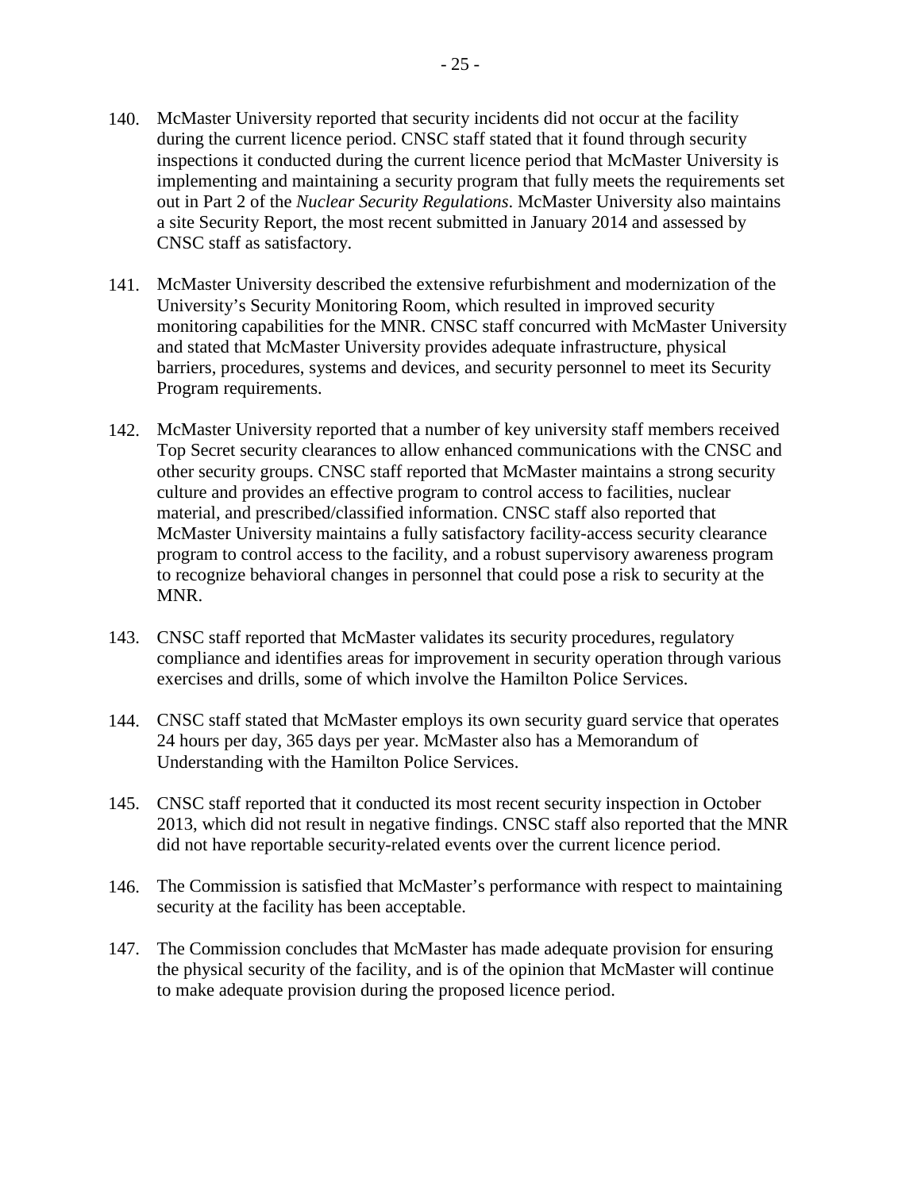140. McMaster University reported that security incidents did not occur at the facility during the current licence period. CNSC staff stated that it found through security inspections it conducted during the current licence period that McMaster University is implementing and maintaining a security program that fully meets the requirements set out in Part 2 of the *Nuclear Security Regulations*. McMaster University also maintains a site Security Report, the most recent submitted in January 2014 and assessed by CNSC staff as satisfactory.

141. McMaster University described the extensive refurbishment and modernization of the University's Security Monitoring Room, which resulted in improved security monitoring capabilities for the MNR. CNSC staff concurred with McMaster University and stated that McMaster University provides adequate infrastructure, physical barriers, procedures, systems and devices, and security personnel to meet its Security Program requirements.

142. McMaster University reported that a number of key university staff members received Top Secret security clearances to allow enhanced communications with the CNSC and other security groups. CNSC staff reported that McMaster maintains a strong security culture and provides an effective program to control access to facilities, nuclear material, and prescribed/classified information. CNSC staff also reported that McMaster University maintains a fully satisfactory facility-access security clearance program to control access to the facility, and a robust supervisory awareness program to recognize behavioral changes in personnel that could pose a risk to security at the MNR.

143. CNSC staff reported that McMaster validates its security procedures, regulatory compliance and identifies areas for improvement in security operation through various exercises and drills, some of which involve the Hamilton Police Services.

144. CNSC staff stated that McMaster employs its own security guard service that operates 24 hours per day, 365 days per year. McMaster also has a Memorandum of Understanding with the Hamilton Police Services.

145. CNSC staff reported that it conducted its most recent security inspection in October 2013, which did not result in negative findings. CNSC staff also reported that the MNR did not have reportable security-related events over the current licence period.

146. The Commission is satisfied that McMaster's performance with respect to maintaining security at the facility has been acceptable.

147. The Commission concludes that McMaster has made adequate provision for ensuring the physical security of the facility, and is of the opinion that McMaster will continue to make adequate provision during the proposed licence period.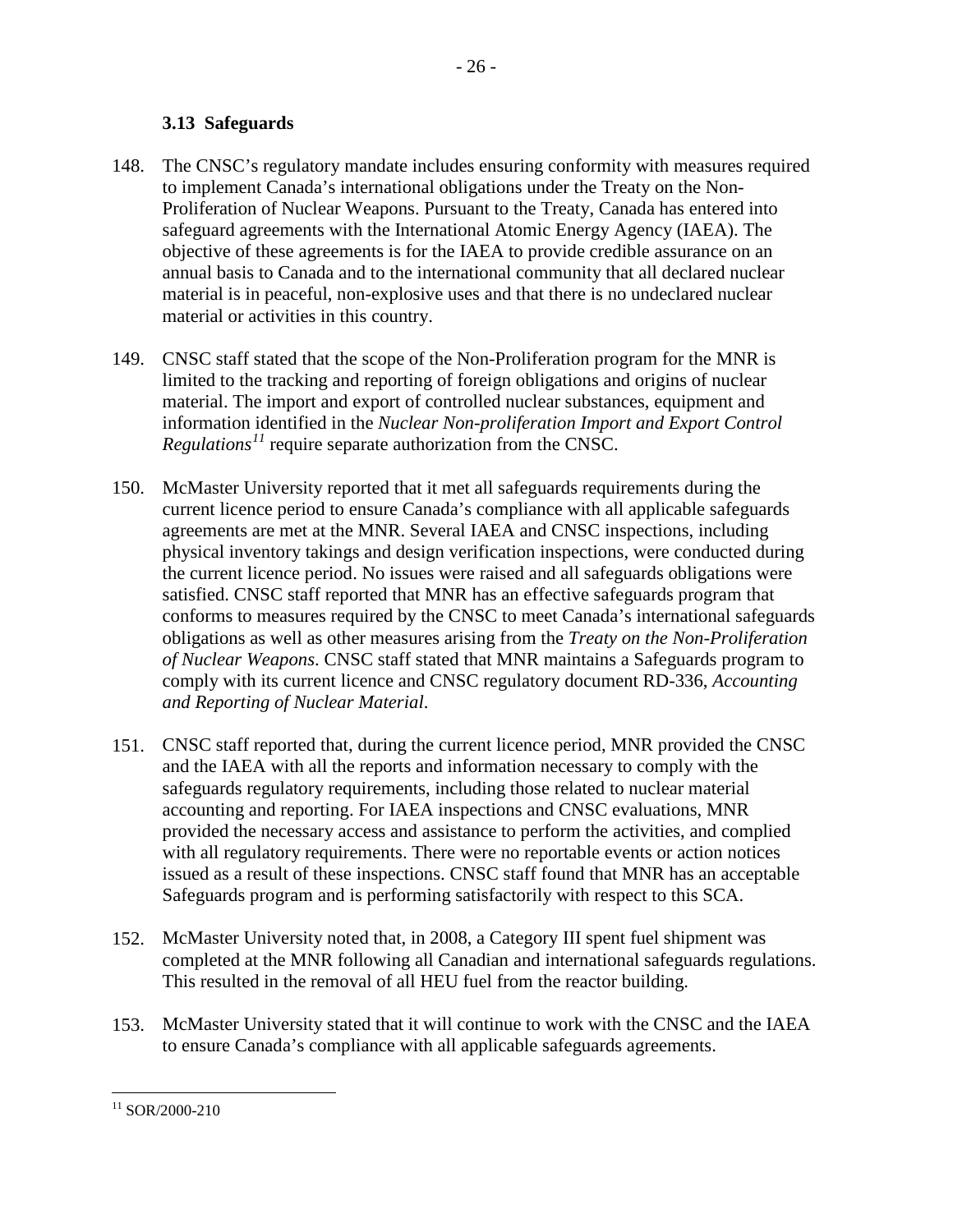### 3.13 Safeguards

148. The CNSC's regulatory mandate includes ensuring conformity with measures required to implement Canada's international obligations under the Treaty on the Non-Proliferation of Nuclear Weapons. Pursuant to the Treaty, Canada has entered into safeguard agreements with the International Atomic Energy Agency (IAEA). The objective of these agreements is for the IAEA to provide credible assurance on an annual basis to Canada and to the international community that all declared nuclear material is in peaceful, non-explosive uses and that there is no undeclared nuclear material or activities in this country.

149. CNSC staff stated that the scope of the Non-Proliferation program for the MNR is limited to the tracking and reporting of foreign obligations and origins of nuclear material. The import and export of controlled nuclear substances, equipment and information identified in the *Nuclear Non-proliferation Import and Export Control Regulations*[11] require separate authorization from the CNSC.

150. McMaster University reported that it met all safeguards requirements during the current licence period to ensure Canada's compliance with all applicable safeguards agreements are met at the MNR. Several IAEA and CNSC inspections, including physical inventory takings and design verification inspections, were conducted during the current licence period. No issues were raised and all safeguards obligations were satisfied. CNSC staff reported that MNR has an effective safeguards program that conforms to measures required by the CNSC to meet Canada's international safeguards obligations as well as other measures arising from the *Treaty on the Non-Proliferation of Nuclear Weapons*. CNSC staff stated that MNR maintains a Safeguards program to comply with its current licence and CNSC regulatory document RD-336, *Accounting and Reporting of Nuclear Material*.

151. CNSC staff reported that, during the current licence period, MNR provided the CNSC and the IAEA with all the reports and information necessary to comply with the safeguards regulatory requirements, including those related to nuclear material accounting and reporting. For IAEA inspections and CNSC evaluations, MNR provided the necessary access and assistance to perform the activities, and complied with all regulatory requirements. There were no reportable events or action notices issued as a result of these inspections. CNSC staff found that MNR has an acceptable Safeguards program and is performing satisfactorily with respect to this SCA.

152. McMaster University noted that, in 2008, a Category III spent fuel shipment was completed at the MNR following all Canadian and international safeguards regulations. This resulted in the removal of all HEU fuel from the reactor building.

153. McMaster University stated that it will continue to work with the CNSC and the IAEA to ensure Canada's compliance with all applicable safeguards agreements.

---

[11] SOR/2000-210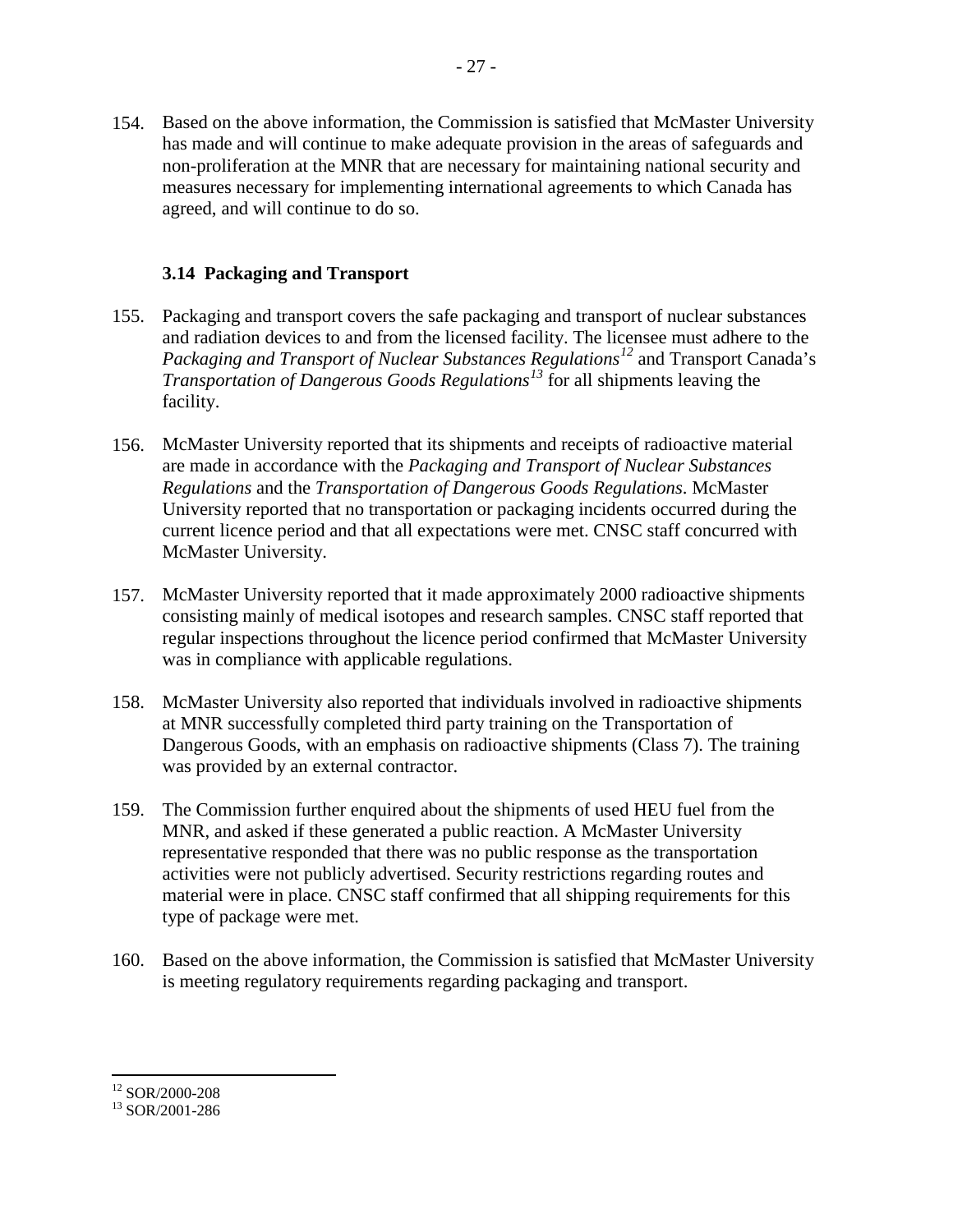154. Based on the above information, the Commission is satisfied that McMaster University has made and will continue to make adequate provision in the areas of safeguards and non-proliferation at the MNR that are necessary for maintaining national security and measures necessary for implementing international agreements to which Canada has agreed, and will continue to do so.

### 3.14 Packaging and Transport

155. Packaging and transport covers the safe packaging and transport of nuclear substances and radiation devices to and from the licensed facility. The licensee must adhere to the *Packaging and Transport of Nuclear Substances Regulations*[12] and Transport Canada's *Transportation of Dangerous Goods Regulations*[13] for all shipments leaving the facility.

156. McMaster University reported that its shipments and receipts of radioactive material are made in accordance with the *Packaging and Transport of Nuclear Substances Regulations* and the *Transportation of Dangerous Goods Regulations*. McMaster University reported that no transportation or packaging incidents occurred during the current licence period and that all expectations were met. CNSC staff concurred with McMaster University.

157. McMaster University reported that it made approximately 2000 radioactive shipments consisting mainly of medical isotopes and research samples. CNSC staff reported that regular inspections throughout the licence period confirmed that McMaster University was in compliance with applicable regulations.

158. McMaster University also reported that individuals involved in radioactive shipments at MNR successfully completed third party training on the Transportation of Dangerous Goods, with an emphasis on radioactive shipments (Class 7). The training was provided by an external contractor.

159. The Commission further enquired about the shipments of used HEU fuel from the MNR, and asked if these generated a public reaction. A McMaster University representative responded that there was no public response as the transportation activities were not publicly advertised. Security restrictions regarding routes and material were in place. CNSC staff confirmed that all shipping requirements for this type of package were met.

160. Based on the above information, the Commission is satisfied that McMaster University is meeting regulatory requirements regarding packaging and transport.

---

[12] SOR/2000-208
[13] SOR/2001-286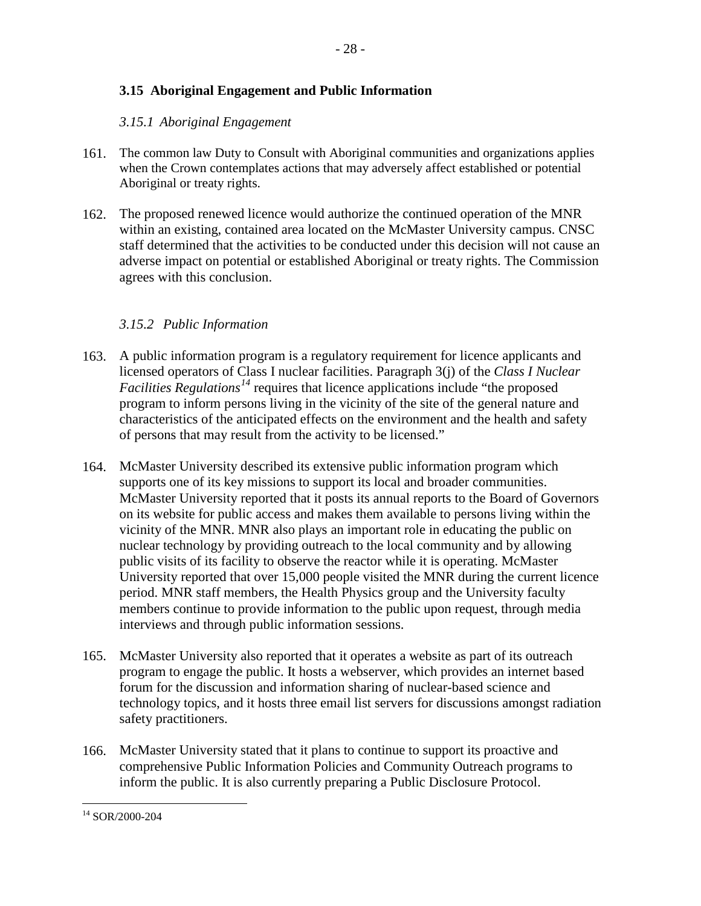### 3.15 Aboriginal Engagement and Public Information

#### *3.15.1 Aboriginal Engagement*

161. The common law Duty to Consult with Aboriginal communities and organizations applies when the Crown contemplates actions that may adversely affect established or potential Aboriginal or treaty rights.

162. The proposed renewed licence would authorize the continued operation of the MNR within an existing, contained area located on the McMaster University campus. CNSC staff determined that the activities to be conducted under this decision will not cause an adverse impact on potential or established Aboriginal or treaty rights. The Commission agrees with this conclusion.

#### *3.15.2 Public Information*

163. A public information program is a regulatory requirement for licence applicants and licensed operators of Class I nuclear facilities. Paragraph 3(j) of the *Class I Nuclear Facilities Regulations*[14] requires that licence applications include "the proposed program to inform persons living in the vicinity of the site of the general nature and characteristics of the anticipated effects on the environment and the health and safety of persons that may result from the activity to be licensed."

164. McMaster University described its extensive public information program which supports one of its key missions to support its local and broader communities. McMaster University reported that it posts its annual reports to the Board of Governors on its website for public access and makes them available to persons living within the vicinity of the MNR. MNR also plays an important role in educating the public on nuclear technology by providing outreach to the local community and by allowing public visits of its facility to observe the reactor while it is operating. McMaster University reported that over 15,000 people visited the MNR during the current licence period. MNR staff members, the Health Physics group and the University faculty members continue to provide information to the public upon request, through media interviews and through public information sessions.

165. McMaster University also reported that it operates a website as part of its outreach program to engage the public. It hosts a webserver, which provides an internet based forum for the discussion and information sharing of nuclear-based science and technology topics, and it hosts three email list servers for discussions amongst radiation safety practitioners.

166. McMaster University stated that it plans to continue to support its proactive and comprehensive Public Information Policies and Community Outreach programs to inform the public. It is also currently preparing a Public Disclosure Protocol.

---

[14] SOR/2000-204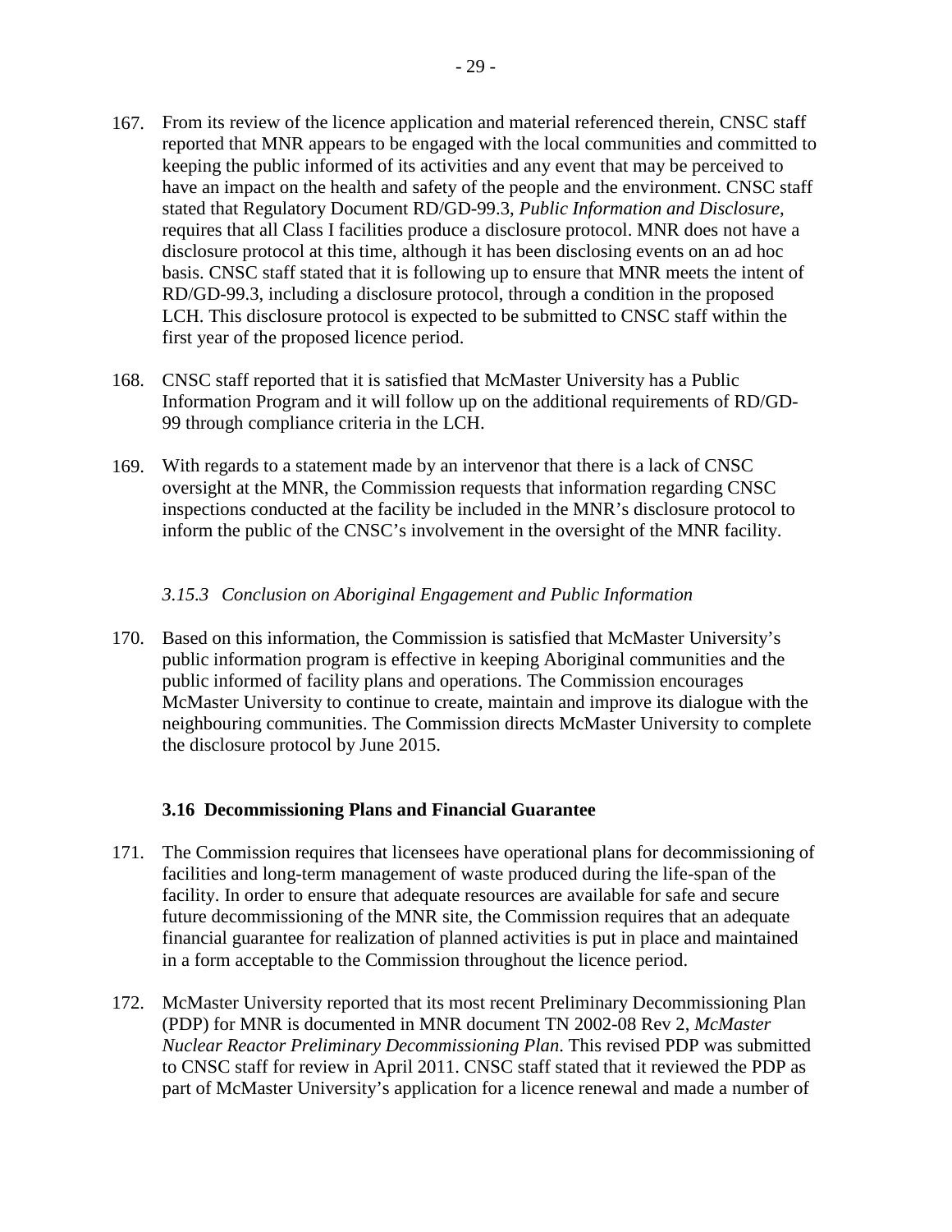167. From its review of the licence application and material referenced therein, CNSC staff reported that MNR appears to be engaged with the local communities and committed to keeping the public informed of its activities and any event that may be perceived to have an impact on the health and safety of the people and the environment. CNSC staff stated that Regulatory Document RD/GD-99.3, *Public Information and Disclosure*, requires that all Class I facilities produce a disclosure protocol. MNR does not have a disclosure protocol at this time, although it has been disclosing events on an ad hoc basis. CNSC staff stated that it is following up to ensure that MNR meets the intent of RD/GD-99.3, including a disclosure protocol, through a condition in the proposed LCH. This disclosure protocol is expected to be submitted to CNSC staff within the first year of the proposed licence period.

168. CNSC staff reported that it is satisfied that McMaster University has a Public Information Program and it will follow up on the additional requirements of RD/GD-99 through compliance criteria in the LCH.

169. With regards to a statement made by an intervenor that there is a lack of CNSC oversight at the MNR, the Commission requests that information regarding CNSC inspections conducted at the facility be included in the MNR's disclosure protocol to inform the public of the CNSC's involvement in the oversight of the MNR facility.

#### *3.15.3 Conclusion on Aboriginal Engagement and Public Information*

170. Based on this information, the Commission is satisfied that McMaster University's public information program is effective in keeping Aboriginal communities and the public informed of facility plans and operations. The Commission encourages McMaster University to continue to create, maintain and improve its dialogue with the neighbouring communities. The Commission directs McMaster University to complete the disclosure protocol by June 2015.

### 3.16 Decommissioning Plans and Financial Guarantee

171. The Commission requires that licensees have operational plans for decommissioning of facilities and long-term management of waste produced during the life-span of the facility. In order to ensure that adequate resources are available for safe and secure future decommissioning of the MNR site, the Commission requires that an adequate financial guarantee for realization of planned activities is put in place and maintained in a form acceptable to the Commission throughout the licence period.

172. McMaster University reported that its most recent Preliminary Decommissioning Plan (PDP) for MNR is documented in MNR document TN 2002-08 Rev 2, *McMaster Nuclear Reactor Preliminary Decommissioning Plan*. This revised PDP was submitted to CNSC staff for review in April 2011. CNSC staff stated that it reviewed the PDP as part of McMaster University's application for a licence renewal and made a number of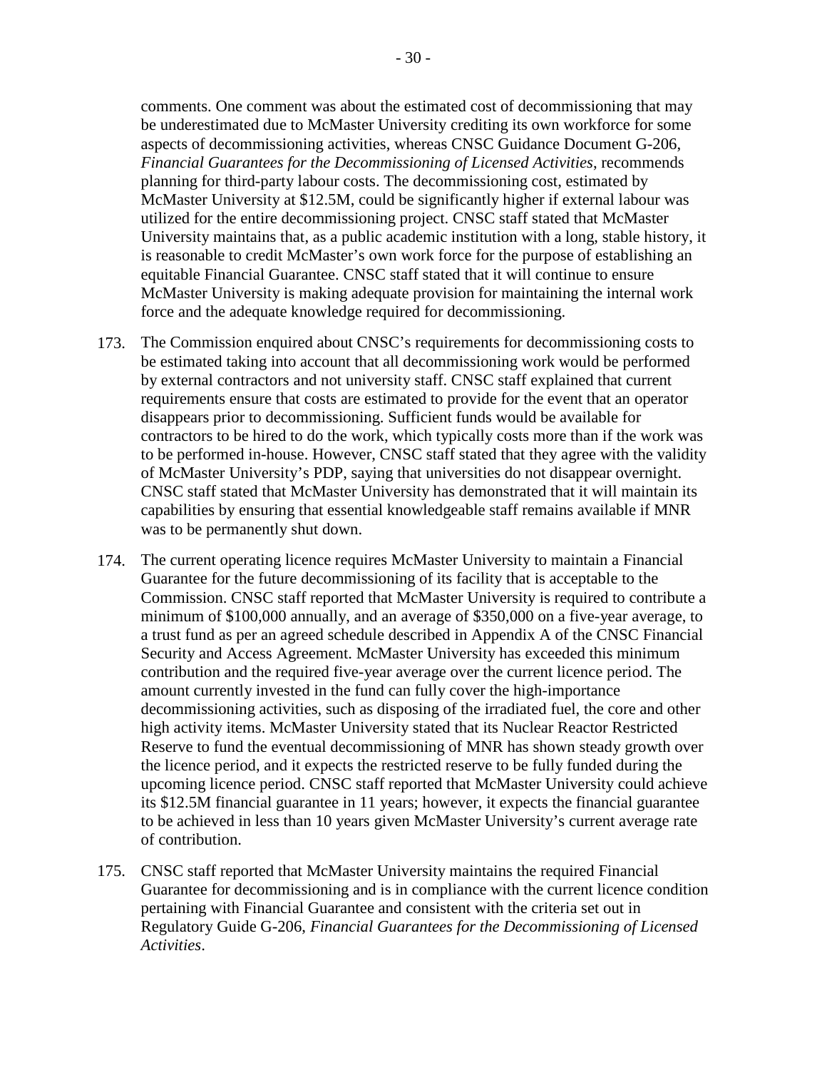comments. One comment was about the estimated cost of decommissioning that may be underestimated due to McMaster University crediting its own workforce for some aspects of decommissioning activities, whereas CNSC Guidance Document G-206, *Financial Guarantees for the Decommissioning of Licensed Activities*, recommends planning for third-party labour costs. The decommissioning cost, estimated by McMaster University at $12.5M, could be significantly higher if external labour was utilized for the entire decommissioning project. CNSC staff stated that McMaster University maintains that, as a public academic institution with a long, stable history, it is reasonable to credit McMaster's own work force for the purpose of establishing an equitable Financial Guarantee. CNSC staff stated that it will continue to ensure McMaster University is making adequate provision for maintaining the internal work force and the adequate knowledge required for decommissioning.

173. The Commission enquired about CNSC's requirements for decommissioning costs to be estimated taking into account that all decommissioning work would be performed by external contractors and not university staff. CNSC staff explained that current requirements ensure that costs are estimated to provide for the event that an operator disappears prior to decommissioning. Sufficient funds would be available for contractors to be hired to do the work, which typically costs more than if the work was to be performed in-house. However, CNSC staff stated that they agree with the validity of McMaster University's PDP, saying that universities do not disappear overnight. CNSC staff stated that McMaster University has demonstrated that it will maintain its capabilities by ensuring that essential knowledgeable staff remains available if MNR was to be permanently shut down.

174. The current operating licence requires McMaster University to maintain a Financial Guarantee for the future decommissioning of its facility that is acceptable to the Commission. CNSC staff reported that McMaster University is required to contribute a minimum of $100,000 annually, and an average of $350,000 on a five-year average, to a trust fund as per an agreed schedule described in Appendix A of the CNSC Financial Security and Access Agreement. McMaster University has exceeded this minimum contribution and the required five-year average over the current licence period. The amount currently invested in the fund can fully cover the high-importance decommissioning activities, such as disposing of the irradiated fuel, the core and other high activity items. McMaster University stated that its Nuclear Reactor Restricted Reserve to fund the eventual decommissioning of MNR has shown steady growth over the licence period, and it expects the restricted reserve to be fully funded during the upcoming licence period. CNSC staff reported that McMaster University could achieve its $12.5M financial guarantee in 11 years; however, it expects the financial guarantee to be achieved in less than 10 years given McMaster University's current average rate of contribution.

175. CNSC staff reported that McMaster University maintains the required Financial Guarantee for decommissioning and is in compliance with the current licence condition pertaining with Financial Guarantee and consistent with the criteria set out in Regulatory Guide G-206, *Financial Guarantees for the Decommissioning of Licensed Activities*.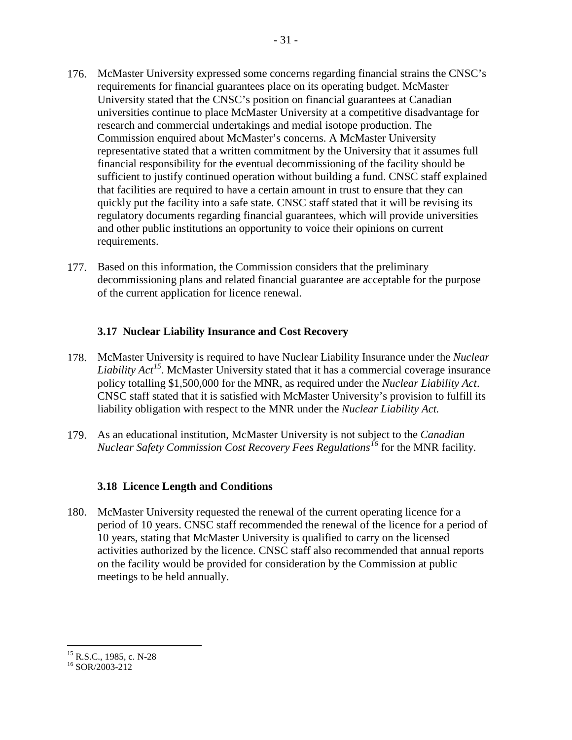176. McMaster University expressed some concerns regarding financial strains the CNSC's requirements for financial guarantees place on its operating budget. McMaster University stated that the CNSC's position on financial guarantees at Canadian universities continue to place McMaster University at a competitive disadvantage for research and commercial undertakings and medial isotope production. The Commission enquired about McMaster's concerns. A McMaster University representative stated that a written commitment by the University that it assumes full financial responsibility for the eventual decommissioning of the facility should be sufficient to justify continued operation without building a fund. CNSC staff explained that facilities are required to have a certain amount in trust to ensure that they can quickly put the facility into a safe state. CNSC staff stated that it will be revising its regulatory documents regarding financial guarantees, which will provide universities and other public institutions an opportunity to voice their opinions on current requirements.

177. Based on this information, the Commission considers that the preliminary decommissioning plans and related financial guarantee are acceptable for the purpose of the current application for licence renewal.

### 3.17 Nuclear Liability Insurance and Cost Recovery

178. McMaster University is required to have Nuclear Liability Insurance under the *Nuclear Liability Act*[15]. McMaster University stated that it has a commercial coverage insurance policy totalling $1,500,000 for the MNR, as required under the *Nuclear Liability Act*. CNSC staff stated that it is satisfied with McMaster University's provision to fulfill its liability obligation with respect to the MNR under the *Nuclear Liability Act.*

179. As an educational institution, McMaster University is not subject to the *Canadian Nuclear Safety Commission Cost Recovery Fees Regulations*[16] for the MNR facility.

### 3.18 Licence Length and Conditions

180. McMaster University requested the renewal of the current operating licence for a period of 10 years. CNSC staff recommended the renewal of the licence for a period of 10 years, stating that McMaster University is qualified to carry on the licensed activities authorized by the licence. CNSC staff also recommended that annual reports on the facility would be provided for consideration by the Commission at public meetings to be held annually.

---

[15] R.S.C., 1985, c. N-28

[16] SOR/2003-212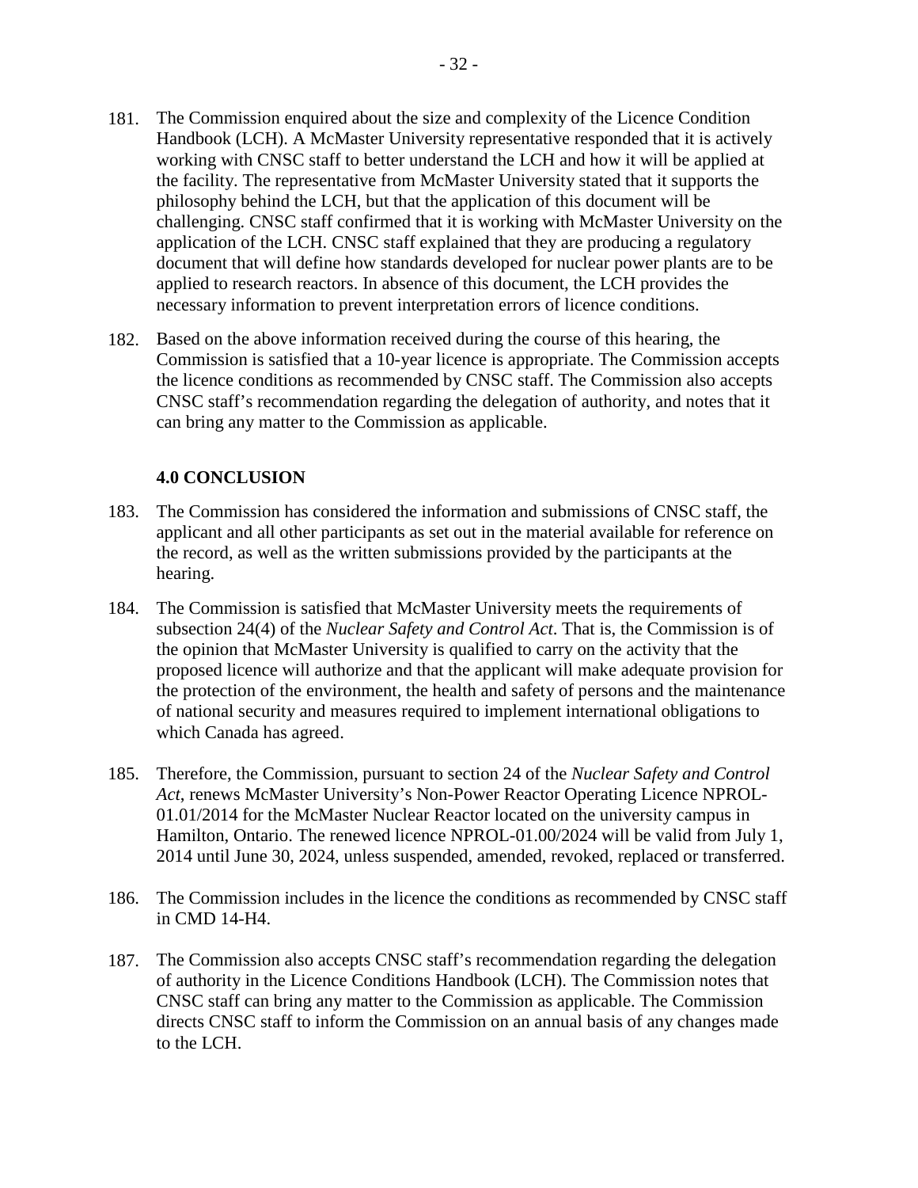181. The Commission enquired about the size and complexity of the Licence Condition Handbook (LCH). A McMaster University representative responded that it is actively working with CNSC staff to better understand the LCH and how it will be applied at the facility. The representative from McMaster University stated that it supports the philosophy behind the LCH, but that the application of this document will be challenging. CNSC staff confirmed that it is working with McMaster University on the application of the LCH. CNSC staff explained that they are producing a regulatory document that will define how standards developed for nuclear power plants are to be applied to research reactors. In absence of this document, the LCH provides the necessary information to prevent interpretation errors of licence conditions.

182. Based on the above information received during the course of this hearing, the Commission is satisfied that a 10-year licence is appropriate. The Commission accepts the licence conditions as recommended by CNSC staff. The Commission also accepts CNSC staff's recommendation regarding the delegation of authority, and notes that it can bring any matter to the Commission as applicable.

## 4.0 CONCLUSION

183. The Commission has considered the information and submissions of CNSC staff, the applicant and all other participants as set out in the material available for reference on the record, as well as the written submissions provided by the participants at the hearing.

184. The Commission is satisfied that McMaster University meets the requirements of subsection 24(4) of the *Nuclear Safety and Control Act*. That is, the Commission is of the opinion that McMaster University is qualified to carry on the activity that the proposed licence will authorize and that the applicant will make adequate provision for the protection of the environment, the health and safety of persons and the maintenance of national security and measures required to implement international obligations to which Canada has agreed.

185. Therefore, the Commission, pursuant to section 24 of the *Nuclear Safety and Control Act*, renews McMaster University's Non-Power Reactor Operating Licence NPROL-01.01/2014 for the McMaster Nuclear Reactor located on the university campus in Hamilton, Ontario. The renewed licence NPROL-01.00/2024 will be valid from July 1, 2014 until June 30, 2024, unless suspended, amended, revoked, replaced or transferred.

186. The Commission includes in the licence the conditions as recommended by CNSC staff in CMD 14-H4.

187. The Commission also accepts CNSC staff's recommendation regarding the delegation of authority in the Licence Conditions Handbook (LCH). The Commission notes that CNSC staff can bring any matter to the Commission as applicable. The Commission directs CNSC staff to inform the Commission on an annual basis of any changes made to the LCH.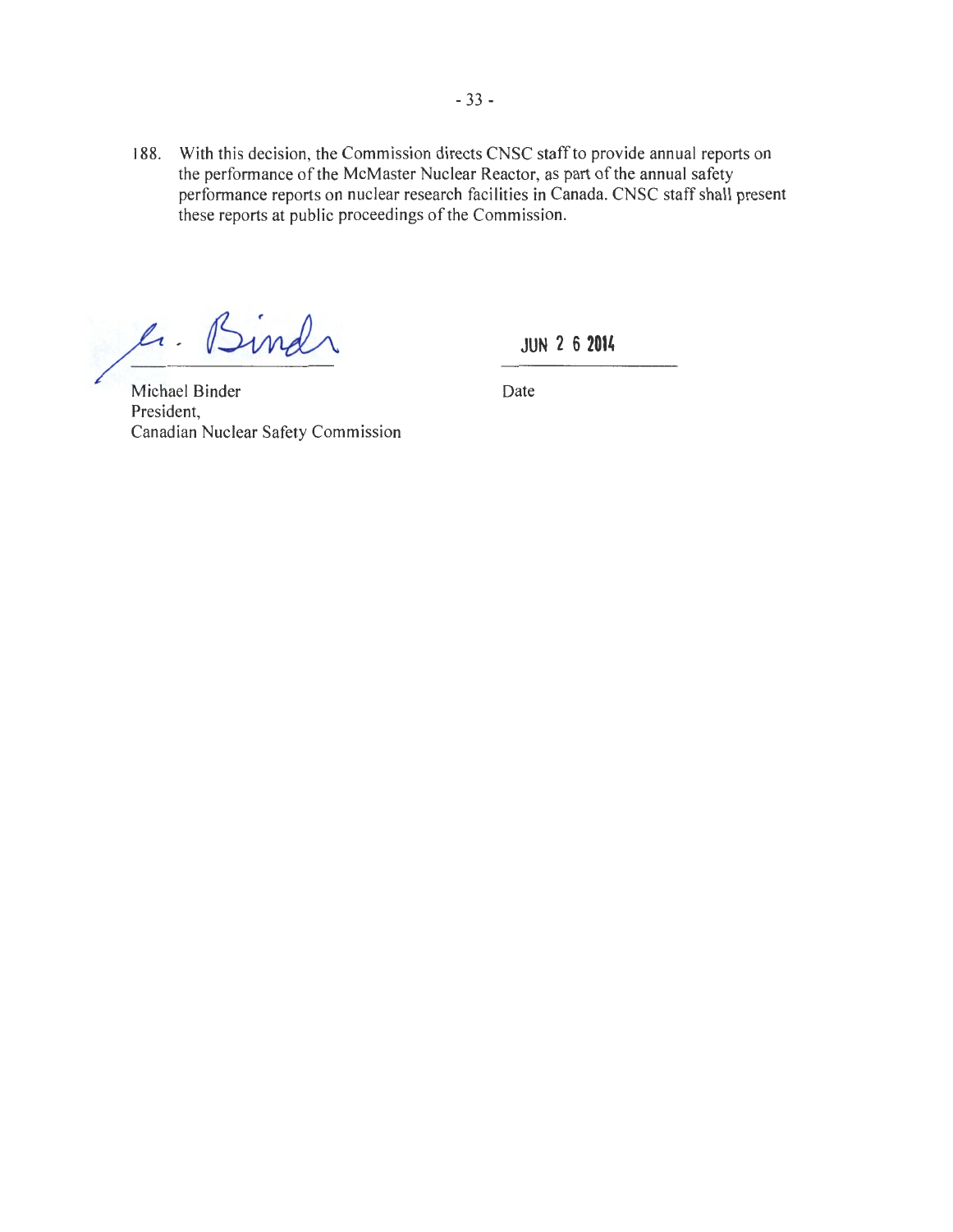188. With this decision, the Commission directs CNSC staff to provide annual reports on the performance of the McMaster Nuclear Reactor, as part of the annual safety performance reports on nuclear research facilities in Canada. CNSC staff shall present these reports at public proceedings of the Commission.

M. Binder

Michael Binder
President,
Canadian Nuclear Safety Commission

JUN 2 6 2014

Date